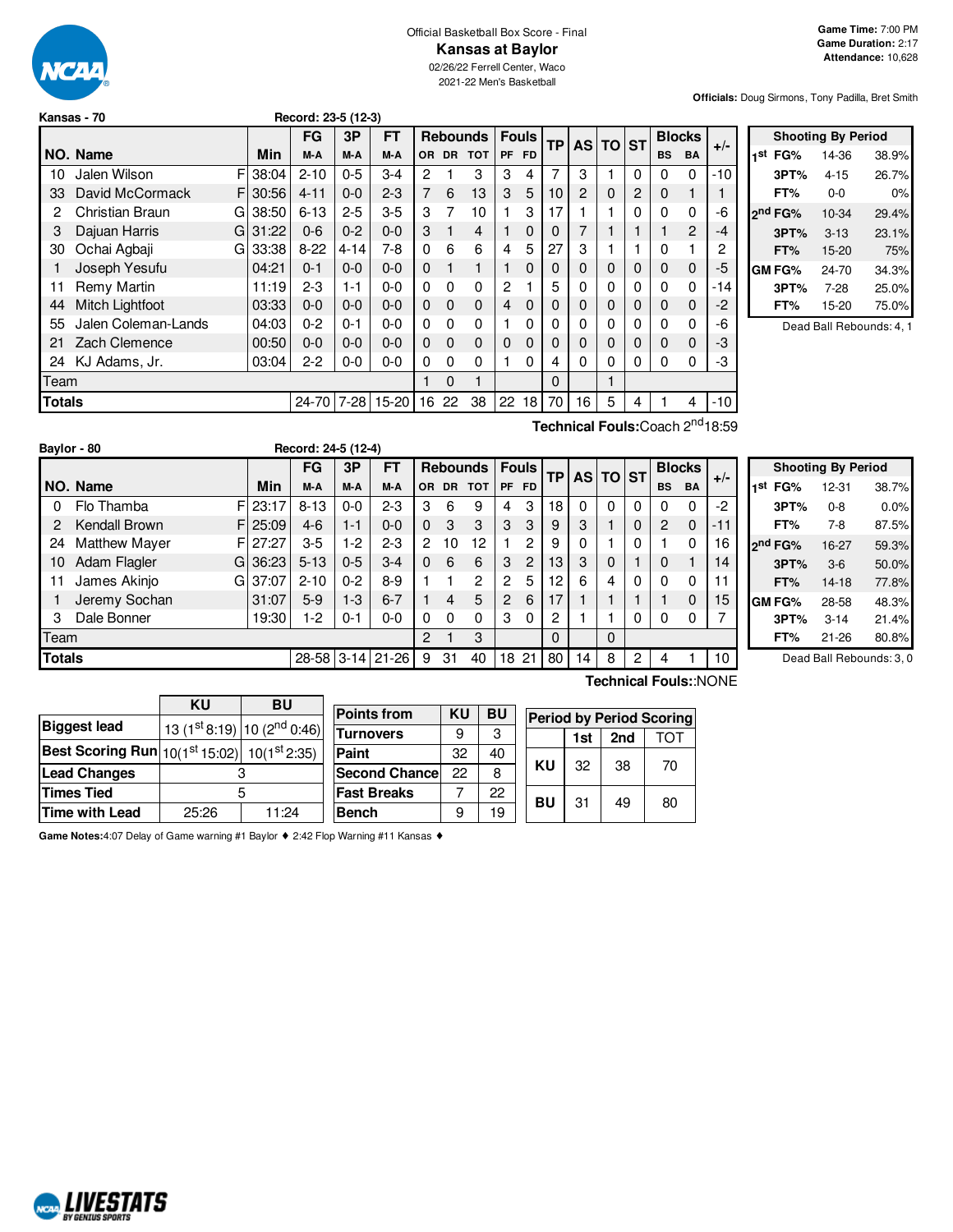Official Basketball Box Score - Final

# Kansas at Baylor

02/26/22 Ferrell Center, Waco

2021-22 Men's Basketball

**Game Time:** 7:00 PM
**Game Duration:** 2:17
**Attendance:** 10,628

**Officials:** Doug Sirmons, Tony Padilla, Bret Smith

**Kansas - 70** Record: 23-5 (12-3)

| NO. | Name | | Min | FG M-A | 3P M-A | FT M-A | OR | DR | TOT | PF | FD | TP | AS | TO | ST | BS | BA | +/- |
|---|---|---|---|---|---|---|---|---|---|---|---|---|---|---|---|---|---|---|
| 10 | Jalen Wilson | F | 38:04 | 2-10 | 0-5 | 3-4 | 2 | 1 | 3 | 3 | 4 | 7 | 3 | 1 | 0 | 0 | 0 | -10 |
| 33 | David McCormack | F | 30:56 | 4-11 | 0-0 | 2-3 | 7 | 6 | 13 | 3 | 5 | 10 | 2 | 0 | 2 | 0 | 1 | 1 |
| 2 | Christian Braun | G | 38:50 | 6-13 | 2-5 | 3-5 | 3 | 7 | 10 | 1 | 3 | 17 | 1 | 1 | 0 | 0 | 0 | -6 |
| 3 | Dajuan Harris | G | 31:22 | 0-6 | 0-2 | 0-0 | 3 | 1 | 4 | 1 | 0 | 0 | 7 | 1 | 1 | 1 | 2 | -4 |
| 30 | Ochai Agbaji | G | 33:38 | 8-22 | 4-14 | 7-8 | 0 | 6 | 6 | 4 | 5 | 27 | 3 | 1 | 1 | 0 | 1 | 2 |
| 1 | Joseph Yesufu | | 04:21 | 0-1 | 0-0 | 0-0 | 0 | 1 | 1 | 1 | 0 | 0 | 0 | 0 | 0 | 0 | 0 | -5 |
| 11 | Remy Martin | | 11:19 | 2-3 | 1-1 | 0-0 | 0 | 0 | 0 | 2 | 1 | 5 | 0 | 0 | 0 | 0 | 0 | -14 |
| 44 | Mitch Lightfoot | | 03:33 | 0-0 | 0-0 | 0-0 | 0 | 0 | 0 | 4 | 0 | 0 | 0 | 0 | 0 | 0 | 0 | -2 |
| 55 | Jalen Coleman-Lands | | 04:03 | 0-2 | 0-1 | 0-0 | 0 | 0 | 0 | 1 | 0 | 0 | 0 | 0 | 0 | 0 | 0 | -6 |
| 21 | Zach Clemence | | 00:50 | 0-0 | 0-0 | 0-0 | 0 | 0 | 0 | 0 | 0 | 0 | 0 | 0 | 0 | 0 | 0 | -3 |
| 24 | KJ Adams, Jr. | | 03:04 | 2-2 | 0-0 | 0-0 | 0 | 0 | 0 | 1 | 0 | 4 | 0 | 0 | 0 | 0 | 0 | -3 |
| | Team | | | | | | 1 | 0 | 1 | | | 0 | | 1 | | | | |
| | **Totals** | | | 24-70 | 7-28 | 15-20 | 16 | 22 | 38 | 22 | 18 | 70 | 16 | 5 | 4 | 1 | 4 | -10 |

**Technical Fouls:** Coach 2nd 18:59

| Shooting By Period | | |
|---|---|---|
| 1st FG% | 14-36 | 38.9% |
| 3PT% | 4-15 | 26.7% |
| FT% | 0-0 | 0% |
| 2nd FG% | 10-34 | 29.4% |
| 3PT% | 3-13 | 23.1% |
| FT% | 15-20 | 75% |
| GM FG% | 24-70 | 34.3% |
| 3PT% | 7-28 | 25.0% |
| FT% | 15-20 | 75.0% |

Dead Ball Rebounds: 4, 1

**Baylor - 80** Record: 24-5 (12-4)

| NO. | Name | | Min | FG M-A | 3P M-A | FT M-A | OR | DR | TOT | PF | FD | TP | AS | TO | ST | BS | BA | +/- |
|---|---|---|---|---|---|---|---|---|---|---|---|---|---|---|---|---|---|---|
| 0 | Flo Thamba | F | 23:17 | 8-13 | 0-0 | 2-3 | 3 | 6 | 9 | 4 | 3 | 18 | 0 | 0 | 0 | 0 | 0 | -2 |
| 2 | Kendall Brown | F | 25:09 | 4-6 | 1-1 | 0-0 | 0 | 3 | 3 | 3 | 3 | 9 | 3 | 1 | 0 | 2 | 0 | -11 |
| 24 | Matthew Mayer | F | 27:27 | 3-5 | 1-2 | 2-3 | 2 | 10 | 12 | 1 | 2 | 9 | 0 | 1 | 0 | 1 | 0 | 16 |
| 10 | Adam Flagler | G | 36:23 | 5-13 | 0-5 | 3-4 | 0 | 6 | 6 | 3 | 2 | 13 | 3 | 0 | 1 | 0 | 1 | 14 |
| 11 | James Akinjo | G | 37:07 | 2-10 | 0-2 | 8-9 | 1 | 1 | 2 | 2 | 5 | 12 | 6 | 4 | 0 | 0 | 0 | 11 |
| 1 | Jeremy Sochan | | 31:07 | 5-9 | 1-3 | 6-7 | 1 | 4 | 5 | 2 | 6 | 17 | 1 | 1 | 1 | 1 | 0 | 15 |
| 3 | Dale Bonner | | 19:30 | 1-2 | 0-1 | 0-0 | 0 | 0 | 0 | 3 | 0 | 2 | 1 | 1 | 0 | 0 | 0 | 7 |
| | Team | | | | | | 2 | 1 | 3 | | | 0 | | 0 | | | | |
| | **Totals** | | | 28-58 | 3-14 | 21-26 | 9 | 31 | 40 | 18 | 21 | 80 | 14 | 8 | 2 | 4 | 1 | 10 |

**Technical Fouls:** :NONE

| Shooting By Period | | |
|---|---|---|
| 1st FG% | 12-31 | 38.7% |
| 3PT% | 0-8 | 0.0% |
| FT% | 7-8 | 87.5% |
| 2nd FG% | 16-27 | 59.3% |
| 3PT% | 3-6 | 50.0% |
| FT% | 14-18 | 77.8% |
| GM FG% | 28-58 | 48.3% |
| 3PT% | 3-14 | 21.4% |
| FT% | 21-26 | 80.8% |

Dead Ball Rebounds: 3, 0

| | KU | BU |
|---|---|---|
| **Biggest lead** | 13 (1st 8:19) | 10 (2nd 0:46) |
| **Best Scoring Run** | 10(1st 15:02) | 10(1st 2:35) |
| **Lead Changes** | 3 | |
| **Times Tied** | 5 | |
| **Time with Lead** | 25:26 | 11:24 |

| Points from | KU | BU |
|---|---|---|
| Turnovers | 9 | 3 |
| Paint | 32 | 40 |
| Second Chance | 22 | 8 |
| Fast Breaks | 7 | 22 |
| Bench | 9 | 19 |

| Period by Period Scoring | 1st | 2nd | TOT |
|---|---|---|---|
| KU | 32 | 38 | 70 |
| BU | 31 | 49 | 80 |

**Game Notes:** 4:07 Delay of Game warning #1 Baylor ♦ 2:42 Flop Warning #11 Kansas ♦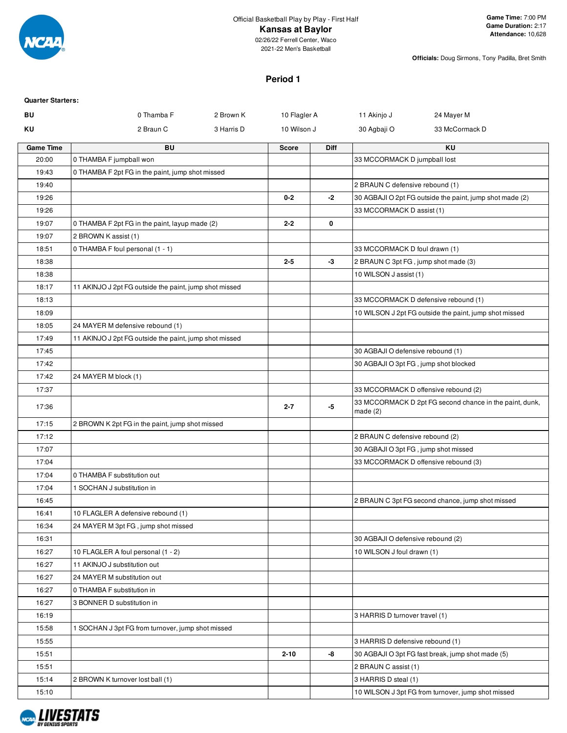Official Basketball Play by Play - First Half

# Kansas at Baylor

02/26/22 Ferrell Center, Waco
2021-22 Men's Basketball

**Game Time:** 7:00 PM
**Game Duration:** 2:17
**Attendance:** 10,628

**Officials:** Doug Sirmons, Tony Padilla, Bret Smith

## Period 1

**Quarter Starters:**

| | | | | | |
|---|---|---|---|---|---|
| **BU** | 0 Thamba F | 2 Brown K | 10 Flagler A | 11 Akinjo J | 24 Mayer M |
| **KU** | 2 Braun C | 3 Harris D | 10 Wilson J | 30 Agbaji O | 33 McCormack D |

| Game Time | BU | Score | Diff | KU |
|---|---|---|---|---|
| 20:00 | 0 THAMBA F jumpball won | | | 33 MCCORMACK D jumpball lost |
| 19:43 | 0 THAMBA F 2pt FG in the paint, jump shot missed | | | |
| 19:40 | | | | 2 BRAUN C defensive rebound (1) |
| 19:26 | | 0-2 | -2 | 30 AGBAJI O 2pt FG outside the paint, jump shot made (2) |
| 19:26 | | | | 33 MCCORMACK D assist (1) |
| 19:07 | 0 THAMBA F 2pt FG in the paint, layup made (2) | 2-2 | 0 | |
| 19:07 | 2 BROWN K assist (1) | | | |
| 18:51 | 0 THAMBA F foul personal (1 - 1) | | | 33 MCCORMACK D foul drawn (1) |
| 18:38 | | 2-5 | -3 | 2 BRAUN C 3pt FG , jump shot made (3) |
| 18:38 | | | | 10 WILSON J assist (1) |
| 18:17 | 11 AKINJO J 2pt FG outside the paint, jump shot missed | | | |
| 18:13 | | | | 33 MCCORMACK D defensive rebound (1) |
| 18:09 | | | | 10 WILSON J 2pt FG outside the paint, jump shot missed |
| 18:05 | 24 MAYER M defensive rebound (1) | | | |
| 17:49 | 11 AKINJO J 2pt FG outside the paint, jump shot missed | | | |
| 17:45 | | | | 30 AGBAJI O defensive rebound (1) |
| 17:42 | | | | 30 AGBAJI O 3pt FG , jump shot blocked |
| 17:42 | 24 MAYER M block (1) | | | |
| 17:37 | | | | 33 MCCORMACK D offensive rebound (2) |
| 17:36 | | 2-7 | -5 | 33 MCCORMACK D 2pt FG second chance in the paint, dunk, made (2) |
| 17:15 | 2 BROWN K 2pt FG in the paint, jump shot missed | | | |
| 17:12 | | | | 2 BRAUN C defensive rebound (2) |
| 17:07 | | | | 30 AGBAJI O 3pt FG , jump shot missed |
| 17:04 | | | | 33 MCCORMACK D offensive rebound (3) |
| 17:04 | 0 THAMBA F substitution out | | | |
| 17:04 | 1 SOCHAN J substitution in | | | |
| 16:45 | | | | 2 BRAUN C 3pt FG second chance, jump shot missed |
| 16:41 | 10 FLAGLER A defensive rebound (1) | | | |
| 16:34 | 24 MAYER M 3pt FG , jump shot missed | | | |
| 16:31 | | | | 30 AGBAJI O defensive rebound (2) |
| 16:27 | 10 FLAGLER A foul personal (1 - 2) | | | 10 WILSON J foul drawn (1) |
| 16:27 | 11 AKINJO J substitution out | | | |
| 16:27 | 24 MAYER M substitution out | | | |
| 16:27 | 0 THAMBA F substitution in | | | |
| 16:27 | 3 BONNER D substitution in | | | |
| 16:19 | | | | 3 HARRIS D turnover travel (1) |
| 15:58 | 1 SOCHAN J 3pt FG from turnover, jump shot missed | | | |
| 15:55 | | | | 3 HARRIS D defensive rebound (1) |
| 15:51 | | 2-10 | -8 | 30 AGBAJI O 3pt FG fast break, jump shot made (5) |
| 15:51 | | | | 2 BRAUN C assist (1) |
| 15:14 | 2 BROWN K turnover lost ball (1) | | | 3 HARRIS D steal (1) |
| 15:10 | | | | 10 WILSON J 3pt FG from turnover, jump shot missed |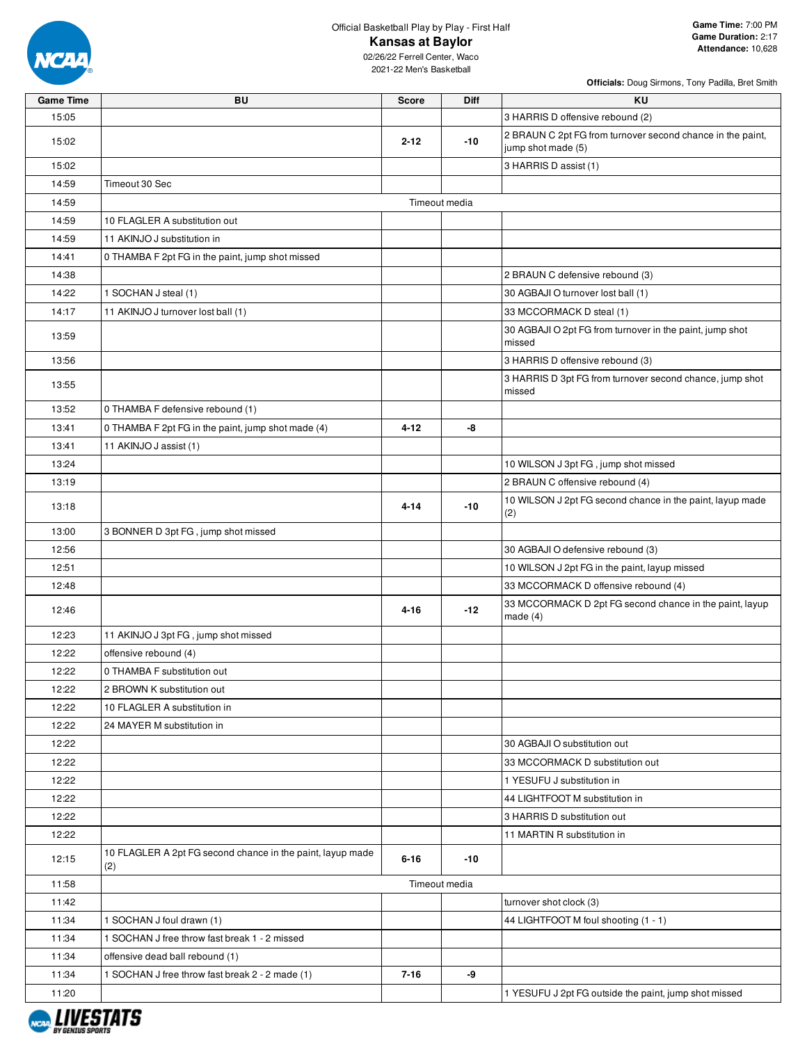Official Basketball Play by Play - First Half

# Kansas at Baylor

02/26/22 Ferrell Center, Waco
2021-22 Men's Basketball

**Game Time:** 7:00 PM
**Game Duration:** 2:17
**Attendance:** 10,628

**Officials:** Doug Sirmons, Tony Padilla, Bret Smith

| Game Time | BU | Score | Diff | KU |
|---|---|---|---|---|
| 15:05 | | | | 3 HARRIS D offensive rebound (2) |
| 15:02 | | 2-12 | -10 | 2 BRAUN C 2pt FG from turnover second chance in the paint, jump shot made (5) |
| 15:02 | | | | 3 HARRIS D assist (1) |
| 14:59 | Timeout 30 Sec | | | |
| 14:59 | | Timeout media | | |
| 14:59 | 10 FLAGLER A substitution out | | | |
| 14:59 | 11 AKINJO J substitution in | | | |
| 14:41 | 0 THAMBA F 2pt FG in the paint, jump shot missed | | | |
| 14:38 | | | | 2 BRAUN C defensive rebound (3) |
| 14:22 | 1 SOCHAN J steal (1) | | | 30 AGBAJI O turnover lost ball (1) |
| 14:17 | 11 AKINJO J turnover lost ball (1) | | | 33 MCCORMACK D steal (1) |
| 13:59 | | | | 30 AGBAJI O 2pt FG from turnover in the paint, jump shot missed |
| 13:56 | | | | 3 HARRIS D offensive rebound (3) |
| 13:55 | | | | 3 HARRIS D 3pt FG from turnover second chance, jump shot missed |
| 13:52 | 0 THAMBA F defensive rebound (1) | | | |
| 13:41 | 0 THAMBA F 2pt FG in the paint, jump shot made (4) | 4-12 | -8 | |
| 13:41 | 11 AKINJO J assist (1) | | | |
| 13:24 | | | | 10 WILSON J 3pt FG , jump shot missed |
| 13:19 | | | | 2 BRAUN C offensive rebound (4) |
| 13:18 | | 4-14 | -10 | 10 WILSON J 2pt FG second chance in the paint, layup made (2) |
| 13:00 | 3 BONNER D 3pt FG , jump shot missed | | | |
| 12:56 | | | | 30 AGBAJI O defensive rebound (3) |
| 12:51 | | | | 10 WILSON J 2pt FG in the paint, layup missed |
| 12:48 | | | | 33 MCCORMACK D offensive rebound (4) |
| 12:46 | | 4-16 | -12 | 33 MCCORMACK D 2pt FG second chance in the paint, layup made (4) |
| 12:23 | 11 AKINJO J 3pt FG , jump shot missed | | | |
| 12:22 | offensive rebound (4) | | | |
| 12:22 | 0 THAMBA F substitution out | | | |
| 12:22 | 2 BROWN K substitution out | | | |
| 12:22 | 10 FLAGLER A substitution in | | | |
| 12:22 | 24 MAYER M substitution in | | | |
| 12:22 | | | | 30 AGBAJI O substitution out |
| 12:22 | | | | 33 MCCORMACK D substitution out |
| 12:22 | | | | 1 YESUFU J substitution in |
| 12:22 | | | | 44 LIGHTFOOT M substitution in |
| 12:22 | | | | 3 HARRIS D substitution out |
| 12:22 | | | | 11 MARTIN R substitution in |
| 12:15 | 10 FLAGLER A 2pt FG second chance in the paint, layup made (2) | 6-16 | -10 | |
| 11:58 | | Timeout media | | |
| 11:42 | | | | turnover shot clock (3) |
| 11:34 | 1 SOCHAN J foul drawn (1) | | | 44 LIGHTFOOT M foul shooting (1 - 1) |
| 11:34 | 1 SOCHAN J free throw fast break 1 - 2 missed | | | |
| 11:34 | offensive dead ball rebound (1) | | | |
| 11:34 | 1 SOCHAN J free throw fast break 2 - 2 made (1) | 7-16 | -9 | |
| 11:20 | | | | 1 YESUFU J 2pt FG outside the paint, jump shot missed |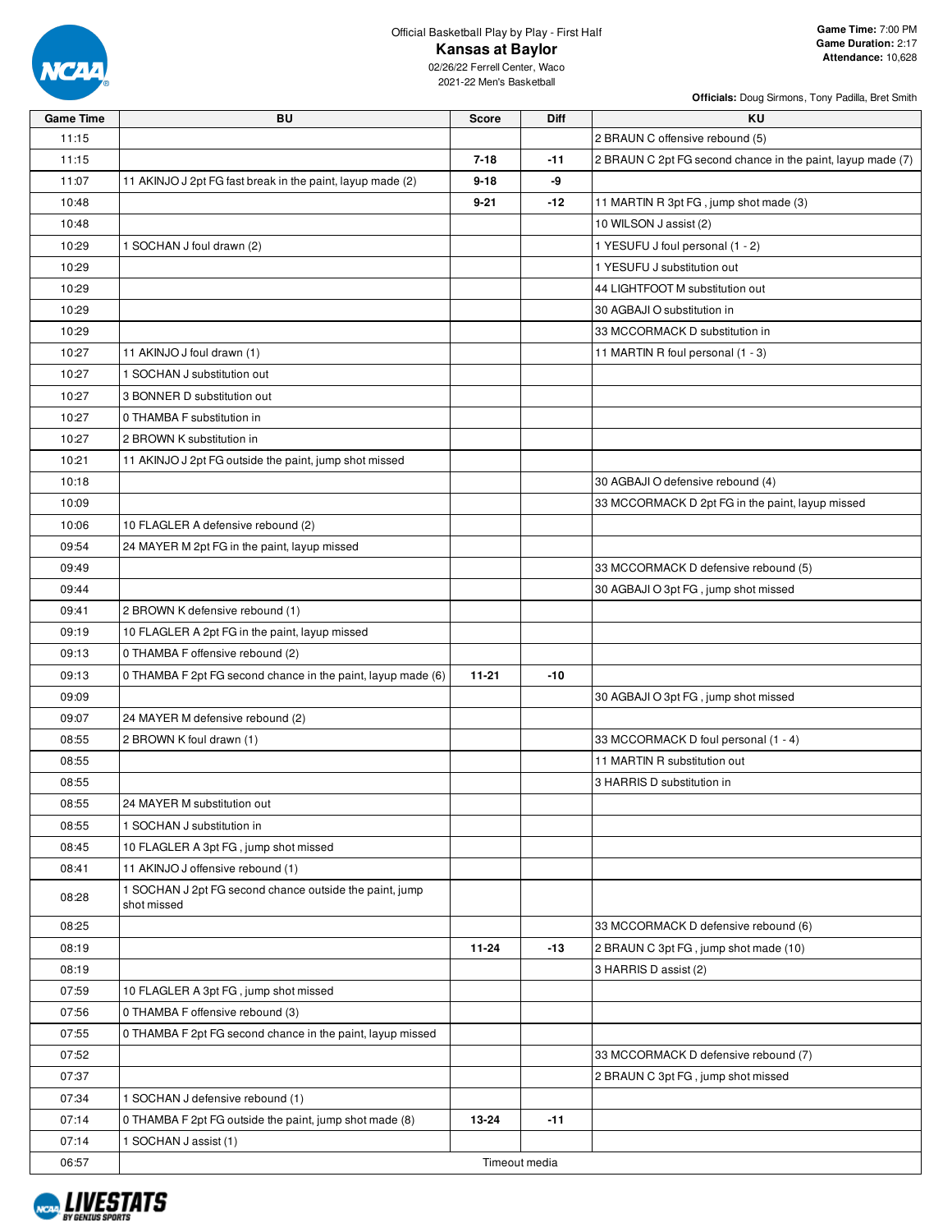Official Basketball Play by Play - First Half

# Kansas at Baylor

02/26/22 Ferrell Center, Waco

2021-22 Men's Basketball

**Game Time:** 7:00 PM
**Game Duration:** 2:17
**Attendance:** 10,628

**Officials:** Doug Sirmons, Tony Padilla, Bret Smith

| Game Time | BU | Score | Diff | KU |
|---|---|---|---|---|
| 11:15 | | | | 2 BRAUN C offensive rebound (5) |
| 11:15 | | 7-18 | -11 | 2 BRAUN C 2pt FG second chance in the paint, layup made (7) |
| 11:07 | 11 AKINJO J 2pt FG fast break in the paint, layup made (2) | 9-18 | -9 | |
| 10:48 | | 9-21 | -12 | 11 MARTIN R 3pt FG , jump shot made (3) |
| 10:48 | | | | 10 WILSON J assist (2) |
| 10:29 | 1 SOCHAN J foul drawn (2) | | | 1 YESUFU J foul personal (1 - 2) |
| 10:29 | | | | 1 YESUFU J substitution out |
| 10:29 | | | | 44 LIGHTFOOT M substitution out |
| 10:29 | | | | 30 AGBAJI O substitution in |
| 10:29 | | | | 33 MCCORMACK D substitution in |
| 10:27 | 11 AKINJO J foul drawn (1) | | | 11 MARTIN R foul personal (1 - 3) |
| 10:27 | 1 SOCHAN J substitution out | | | |
| 10:27 | 3 BONNER D substitution out | | | |
| 10:27 | 0 THAMBA F substitution in | | | |
| 10:27 | 2 BROWN K substitution in | | | |
| 10:21 | 11 AKINJO J 2pt FG outside the paint, jump shot missed | | | |
| 10:18 | | | | 30 AGBAJI O defensive rebound (4) |
| 10:09 | | | | 33 MCCORMACK D 2pt FG in the paint, layup missed |
| 10:06 | 10 FLAGLER A defensive rebound (2) | | | |
| 09:54 | 24 MAYER M 2pt FG in the paint, layup missed | | | |
| 09:49 | | | | 33 MCCORMACK D defensive rebound (5) |
| 09:44 | | | | 30 AGBAJI O 3pt FG , jump shot missed |
| 09:41 | 2 BROWN K defensive rebound (1) | | | |
| 09:19 | 10 FLAGLER A 2pt FG in the paint, layup missed | | | |
| 09:13 | 0 THAMBA F offensive rebound (2) | | | |
| 09:13 | 0 THAMBA F 2pt FG second chance in the paint, layup made (6) | 11-21 | -10 | |
| 09:09 | | | | 30 AGBAJI O 3pt FG , jump shot missed |
| 09:07 | 24 MAYER M defensive rebound (2) | | | |
| 08:55 | 2 BROWN K foul drawn (1) | | | 33 MCCORMACK D foul personal (1 - 4) |
| 08:55 | | | | 11 MARTIN R substitution out |
| 08:55 | | | | 3 HARRIS D substitution in |
| 08:55 | 24 MAYER M substitution out | | | |
| 08:55 | 1 SOCHAN J substitution in | | | |
| 08:45 | 10 FLAGLER A 3pt FG , jump shot missed | | | |
| 08:41 | 11 AKINJO J offensive rebound (1) | | | |
| 08:28 | 1 SOCHAN J 2pt FG second chance outside the paint, jump shot missed | | | |
| 08:25 | | | | 33 MCCORMACK D defensive rebound (6) |
| 08:19 | | 11-24 | -13 | 2 BRAUN C 3pt FG , jump shot made (10) |
| 08:19 | | | | 3 HARRIS D assist (2) |
| 07:59 | 10 FLAGLER A 3pt FG , jump shot missed | | | |
| 07:56 | 0 THAMBA F offensive rebound (3) | | | |
| 07:55 | 0 THAMBA F 2pt FG second chance in the paint, layup missed | | | |
| 07:52 | | | | 33 MCCORMACK D defensive rebound (7) |
| 07:37 | | | | 2 BRAUN C 3pt FG , jump shot missed |
| 07:34 | 1 SOCHAN J defensive rebound (1) | | | |
| 07:14 | 0 THAMBA F 2pt FG outside the paint, jump shot made (8) | 13-24 | -11 | |
| 07:14 | 1 SOCHAN J assist (1) | | | |
| 06:57 | | Timeout media | | |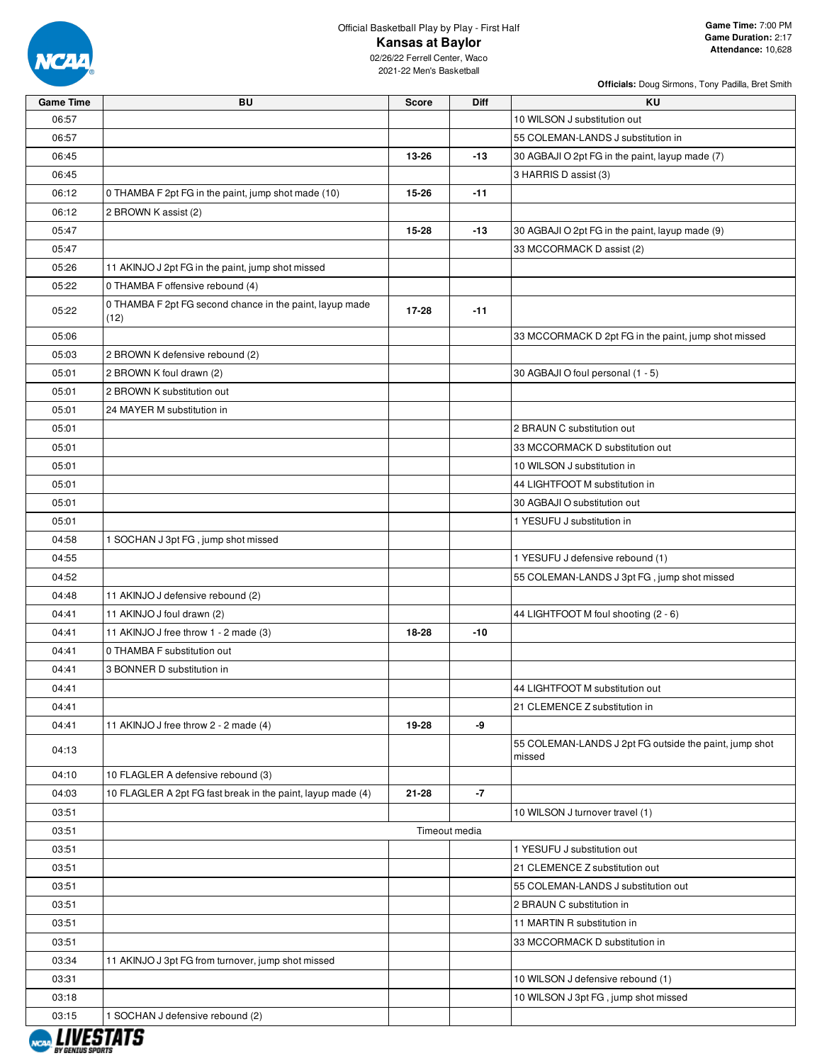Official Basketball Play by Play - First Half

# Kansas at Baylor

02/26/22 Ferrell Center, Waco
2021-22 Men's Basketball

**Game Time:** 7:00 PM
**Game Duration:** 2:17
**Attendance:** 10,628

**Officials:** Doug Sirmons, Tony Padilla, Bret Smith

| Game Time | BU | Score | Diff | KU |
|---|---|---|---|---|
| 06:57 | | | | 10 WILSON J substitution out |
| 06:57 | | | | 55 COLEMAN-LANDS J substitution in |
| 06:45 | | 13-26 | -13 | 30 AGBAJI O 2pt FG in the paint, layup made (7) |
| 06:45 | | | | 3 HARRIS D assist (3) |
| 06:12 | 0 THAMBA F 2pt FG in the paint, jump shot made (10) | 15-26 | -11 | |
| 06:12 | 2 BROWN K assist (2) | | | |
| 05:47 | | 15-28 | -13 | 30 AGBAJI O 2pt FG in the paint, layup made (9) |
| 05:47 | | | | 33 MCCORMACK D assist (2) |
| 05:26 | 11 AKINJO J 2pt FG in the paint, jump shot missed | | | |
| 05:22 | 0 THAMBA F offensive rebound (4) | | | |
| 05:22 | 0 THAMBA F 2pt FG second chance in the paint, layup made (12) | 17-28 | -11 | |
| 05:06 | | | | 33 MCCORMACK D 2pt FG in the paint, jump shot missed |
| 05:03 | 2 BROWN K defensive rebound (2) | | | |
| 05:01 | 2 BROWN K foul drawn (2) | | | 30 AGBAJI O foul personal (1 - 5) |
| 05:01 | 2 BROWN K substitution out | | | |
| 05:01 | 24 MAYER M substitution in | | | |
| 05:01 | | | | 2 BRAUN C substitution out |
| 05:01 | | | | 33 MCCORMACK D substitution out |
| 05:01 | | | | 10 WILSON J substitution in |
| 05:01 | | | | 44 LIGHTFOOT M substitution in |
| 05:01 | | | | 30 AGBAJI O substitution out |
| 05:01 | | | | 1 YESUFU J substitution in |
| 04:58 | 1 SOCHAN J 3pt FG , jump shot missed | | | |
| 04:55 | | | | 1 YESUFU J defensive rebound (1) |
| 04:52 | | | | 55 COLEMAN-LANDS J 3pt FG , jump shot missed |
| 04:48 | 11 AKINJO J defensive rebound (2) | | | |
| 04:41 | 11 AKINJO J foul drawn (2) | | | 44 LIGHTFOOT M foul shooting (2 - 6) |
| 04:41 | 11 AKINJO J free throw 1 - 2 made (3) | 18-28 | -10 | |
| 04:41 | 0 THAMBA F substitution out | | | |
| 04:41 | 3 BONNER D substitution in | | | |
| 04:41 | | | | 44 LIGHTFOOT M substitution out |
| 04:41 | | | | 21 CLEMENCE Z substitution in |
| 04:41 | 11 AKINJO J free throw 2 - 2 made (4) | 19-28 | -9 | |
| 04:13 | | | | 55 COLEMAN-LANDS J 2pt FG outside the paint, jump shot missed |
| 04:10 | 10 FLAGLER A defensive rebound (3) | | | |
| 04:03 | 10 FLAGLER A 2pt FG fast break in the paint, layup made (4) | 21-28 | -7 | |
| 03:51 | | | | 10 WILSON J turnover travel (1) |
| 03:51 | Timeout media | | | |
| 03:51 | | | | 1 YESUFU J substitution out |
| 03:51 | | | | 21 CLEMENCE Z substitution out |
| 03:51 | | | | 55 COLEMAN-LANDS J substitution out |
| 03:51 | | | | 2 BRAUN C substitution in |
| 03:51 | | | | 11 MARTIN R substitution in |
| 03:51 | | | | 33 MCCORMACK D substitution in |
| 03:34 | 11 AKINJO J 3pt FG from turnover, jump shot missed | | | |
| 03:31 | | | | 10 WILSON J defensive rebound (1) |
| 03:18 | | | | 10 WILSON J 3pt FG , jump shot missed |
| 03:15 | 1 SOCHAN J defensive rebound (2) | | | |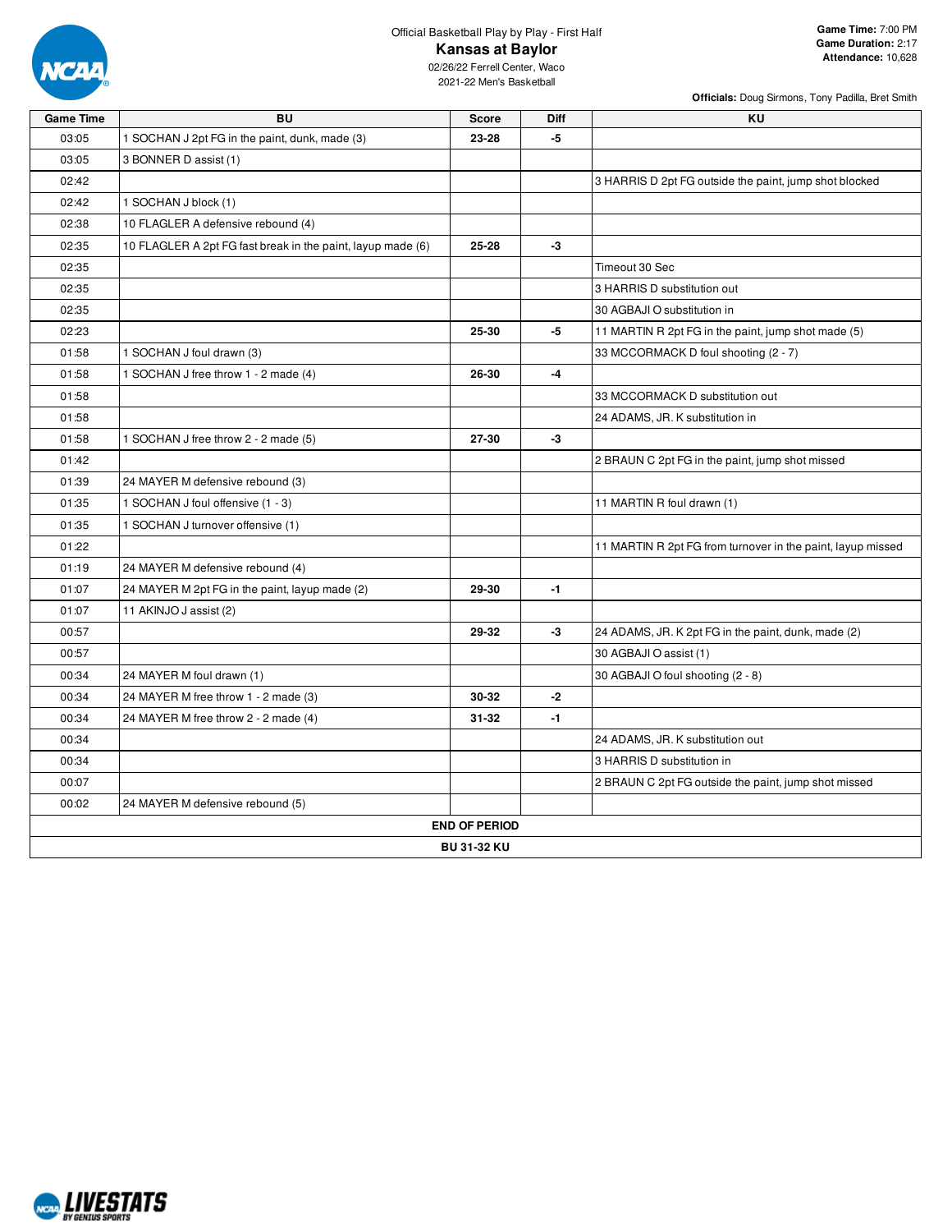Official Basketball Play by Play - First Half

# Kansas at Baylor

02/26/22 Ferrell Center, Waco

2021-22 Men's Basketball

**Game Time:** 7:00 PM
**Game Duration:** 2:17
**Attendance:** 10,628

**Officials:** Doug Sirmons, Tony Padilla, Bret Smith

| Game Time | BU | Score | Diff | KU |
|---|---|---|---|---|
| 03:05 | 1 SOCHAN J 2pt FG in the paint, dunk, made (3) | 23-28 | -5 | |
| 03:05 | 3 BONNER D assist (1) | | | |
| 02:42 | | | | 3 HARRIS D 2pt FG outside the paint, jump shot blocked |
| 02:42 | 1 SOCHAN J block (1) | | | |
| 02:38 | 10 FLAGLER A defensive rebound (4) | | | |
| 02:35 | 10 FLAGLER A 2pt FG fast break in the paint, layup made (6) | 25-28 | -3 | |
| 02:35 | | | | Timeout 30 Sec |
| 02:35 | | | | 3 HARRIS D substitution out |
| 02:35 | | | | 30 AGBAJI O substitution in |
| 02:23 | | 25-30 | -5 | 11 MARTIN R 2pt FG in the paint, jump shot made (5) |
| 01:58 | 1 SOCHAN J foul drawn (3) | | | 33 MCCORMACK D foul shooting (2 - 7) |
| 01:58 | 1 SOCHAN J free throw 1 - 2 made (4) | 26-30 | -4 | |
| 01:58 | | | | 33 MCCORMACK D substitution out |
| 01:58 | | | | 24 ADAMS, JR. K substitution in |
| 01:58 | 1 SOCHAN J free throw 2 - 2 made (5) | 27-30 | -3 | |
| 01:42 | | | | 2 BRAUN C 2pt FG in the paint, jump shot missed |
| 01:39 | 24 MAYER M defensive rebound (3) | | | |
| 01:35 | 1 SOCHAN J foul offensive (1 - 3) | | | 11 MARTIN R foul drawn (1) |
| 01:35 | 1 SOCHAN J turnover offensive (1) | | | |
| 01:22 | | | | 11 MARTIN R 2pt FG from turnover in the paint, layup missed |
| 01:19 | 24 MAYER M defensive rebound (4) | | | |
| 01:07 | 24 MAYER M 2pt FG in the paint, layup made (2) | 29-30 | -1 | |
| 01:07 | 11 AKINJO J assist (2) | | | |
| 00:57 | | 29-32 | -3 | 24 ADAMS, JR. K 2pt FG in the paint, dunk, made (2) |
| 00:57 | | | | 30 AGBAJI O assist (1) |
| 00:34 | 24 MAYER M foul drawn (1) | | | 30 AGBAJI O foul shooting (2 - 8) |
| 00:34 | 24 MAYER M free throw 1 - 2 made (3) | 30-32 | -2 | |
| 00:34 | 24 MAYER M free throw 2 - 2 made (4) | 31-32 | -1 | |
| 00:34 | | | | 24 ADAMS, JR. K substitution out |
| 00:34 | | | | 3 HARRIS D substitution in |
| 00:07 | | | | 2 BRAUN C 2pt FG outside the paint, jump shot missed |
| 00:02 | 24 MAYER M defensive rebound (5) | | | |
| | | **END OF PERIOD** | | |
| | | **BU 31-32 KU** | | |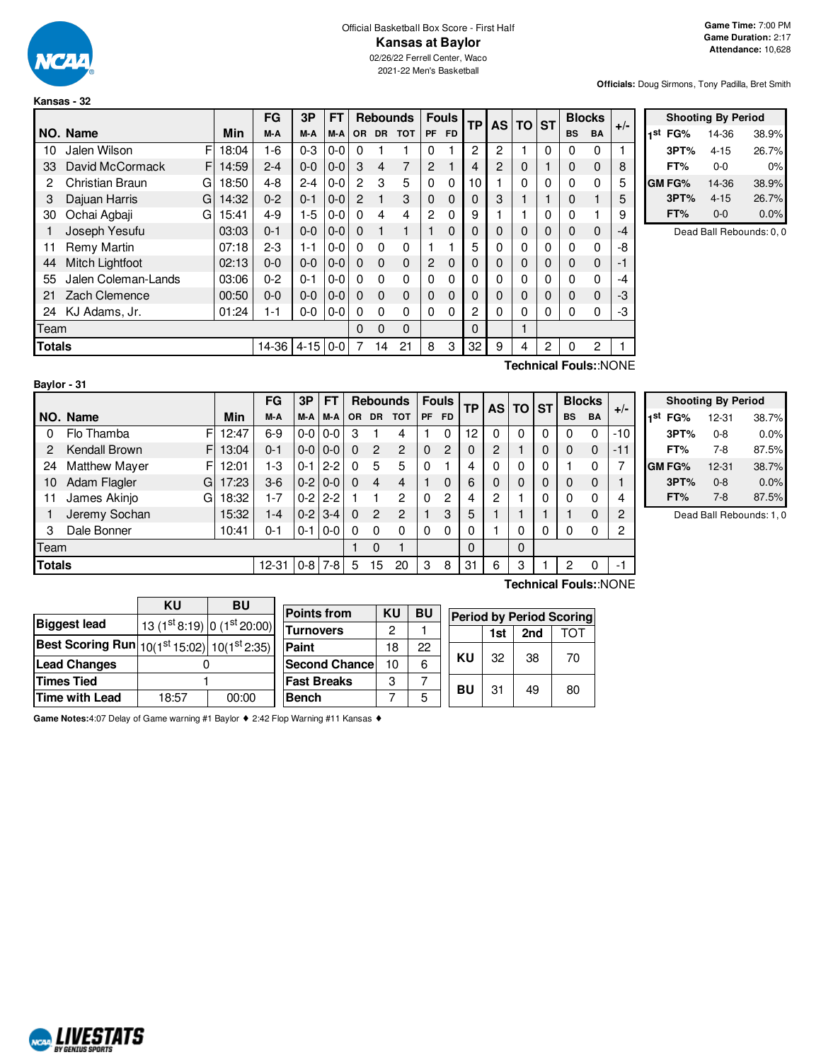Official Basketball Box Score - First Half

# Kansas at Baylor

02/26/22 Ferrell Center, Waco

2021-22 Men's Basketball

**Game Time:** 7:00 PM
**Game Duration:** 2:17
**Attendance:** 10,628

**Officials:** Doug Sirmons, Tony Padilla, Bret Smith

## Kansas - 32

| NO. | Name | | Min | FG M-A | 3P M-A | FT M-A | OR | DR | TOT | PF | FD | TP | AS | TO | ST | BS | BA | +/- |
|---|---|---|---|---|---|---|---|---|---|---|---|---|---|---|---|---|---|---|
| 10 | Jalen Wilson | F | 18:04 | 1-6 | 0-3 | 0-0 | 0 | 1 | 1 | 0 | 1 | 2 | 2 | 1 | 0 | 0 | 0 | 1 |
| 33 | David McCormack | F | 14:59 | 2-4 | 0-0 | 0-0 | 3 | 4 | 7 | 2 | 1 | 4 | 2 | 0 | 1 | 0 | 0 | 8 |
| 2 | Christian Braun | G | 18:50 | 4-8 | 2-4 | 0-0 | 2 | 3 | 5 | 0 | 0 | 10 | 1 | 0 | 0 | 0 | 0 | 5 |
| 3 | Dajuan Harris | G | 14:32 | 0-2 | 0-1 | 0-0 | 2 | 1 | 3 | 0 | 0 | 0 | 3 | 1 | 1 | 0 | 1 | 5 |
| 30 | Ochai Agbaji | G | 15:41 | 4-9 | 1-5 | 0-0 | 0 | 4 | 4 | 2 | 0 | 9 | 1 | 1 | 0 | 0 | 1 | 9 |
| 1 | Joseph Yesufu | | 03:03 | 0-1 | 0-0 | 0-0 | 0 | 1 | 1 | 1 | 0 | 0 | 0 | 0 | 0 | 0 | 0 | -4 |
| 11 | Remy Martin | | 07:18 | 2-3 | 1-1 | 0-0 | 0 | 0 | 0 | 1 | 1 | 5 | 0 | 0 | 0 | 0 | 0 | -8 |
| 44 | Mitch Lightfoot | | 02:13 | 0-0 | 0-0 | 0-0 | 0 | 0 | 0 | 2 | 0 | 0 | 0 | 0 | 0 | 0 | 0 | -1 |
| 55 | Jalen Coleman-Lands | | 03:06 | 0-2 | 0-1 | 0-0 | 0 | 0 | 0 | 0 | 0 | 0 | 0 | 0 | 0 | 0 | 0 | -4 |
| 21 | Zach Clemence | | 00:50 | 0-0 | 0-0 | 0-0 | 0 | 0 | 0 | 0 | 0 | 0 | 0 | 0 | 0 | 0 | 0 | -3 |
| 24 | KJ Adams, Jr. | | 01:24 | 1-1 | 0-0 | 0-0 | 0 | 0 | 0 | 0 | 0 | 2 | 0 | 0 | 0 | 0 | 0 | -3 |
| | Team | | | | | | 0 | 0 | 0 | | | 0 | | 1 | | | | |
| | **Totals** | | | 14-36 | 4-15 | 0-0 | 7 | 14 | 21 | 8 | 3 | 32 | 9 | 4 | 2 | 0 | 2 | 1 |

**Technical Fouls:**:NONE

| Shooting By Period | | |
|---|---|---|
| 1st FG% | 14-36 | 38.9% |
| 3PT% | 4-15 | 26.7% |
| FT% | 0-0 | 0% |
| GM FG% | 14-36 | 38.9% |
| 3PT% | 4-15 | 26.7% |
| FT% | 0-0 | 0.0% |

Dead Ball Rebounds: 0, 0

## Baylor - 31

| NO. | Name | | Min | FG M-A | 3P M-A | FT M-A | OR | DR | TOT | PF | FD | TP | AS | TO | ST | BS | BA | +/- |
|---|---|---|---|---|---|---|---|---|---|---|---|---|---|---|---|---|---|---|
| 0 | Flo Thamba | F | 12:47 | 6-9 | 0-0 | 0-0 | 3 | 1 | 4 | 1 | 0 | 12 | 0 | 0 | 0 | 0 | 0 | -10 |
| 2 | Kendall Brown | F | 13:04 | 0-1 | 0-0 | 0-0 | 0 | 2 | 2 | 0 | 2 | 0 | 2 | 1 | 0 | 0 | 0 | -11 |
| 24 | Matthew Mayer | F | 12:01 | 1-3 | 0-1 | 2-2 | 0 | 5 | 5 | 0 | 1 | 4 | 0 | 0 | 0 | 1 | 0 | 7 |
| 10 | Adam Flagler | G | 17:23 | 3-6 | 0-2 | 0-0 | 0 | 4 | 4 | 1 | 0 | 6 | 0 | 0 | 0 | 0 | 0 | 1 |
| 11 | James Akinjo | G | 18:32 | 1-7 | 0-2 | 2-2 | 1 | 1 | 2 | 0 | 2 | 4 | 2 | 1 | 0 | 0 | 0 | 4 |
| 1 | Jeremy Sochan | | 15:32 | 1-4 | 0-2 | 3-4 | 0 | 2 | 2 | 1 | 3 | 5 | 1 | 1 | 1 | 1 | 0 | 2 |
| 3 | Dale Bonner | | 10:41 | 0-1 | 0-1 | 0-0 | 0 | 0 | 0 | 0 | 0 | 0 | 1 | 0 | 0 | 0 | 0 | 2 |
| | Team | | | | | | 1 | 0 | 1 | | | 0 | | 0 | | | | |
| | **Totals** | | | 12-31 | 0-8 | 7-8 | 5 | 15 | 20 | 3 | 8 | 31 | 6 | 3 | 1 | 2 | 0 | -1 |

**Technical Fouls:**:NONE

| Shooting By Period | | |
|---|---|---|
| 1st FG% | 12-31 | 38.7% |
| 3PT% | 0-8 | 0.0% |
| FT% | 7-8 | 87.5% |
| GM FG% | 12-31 | 38.7% |
| 3PT% | 0-8 | 0.0% |
| FT% | 7-8 | 87.5% |

Dead Ball Rebounds: 1, 0

| | KU | BU |
|---|---|---|
| Biggest lead | 13 (1st 8:19) | 0 (1st 20:00) |
| Best Scoring Run | 10(1st 15:02) | 10(1st 2:35) |
| Lead Changes | 0 | |
| Times Tied | 1 | |
| Time with Lead | 18:57 | 00:00 |

| Points from | KU | BU |
|---|---|---|
| Turnovers | 2 | 1 |
| Paint | 18 | 22 |
| Second Chance | 10 | 6 |
| Fast Breaks | 3 | 7 |
| Bench | 7 | 5 |

| Period by Period Scoring | 1st | 2nd | TOT |
|---|---|---|---|
| KU | 32 | 38 | 70 |
| BU | 31 | 49 | 80 |

**Game Notes:**4:07 Delay of Game warning #1 Baylor ♦ 2:42 Flop Warning #11 Kansas ♦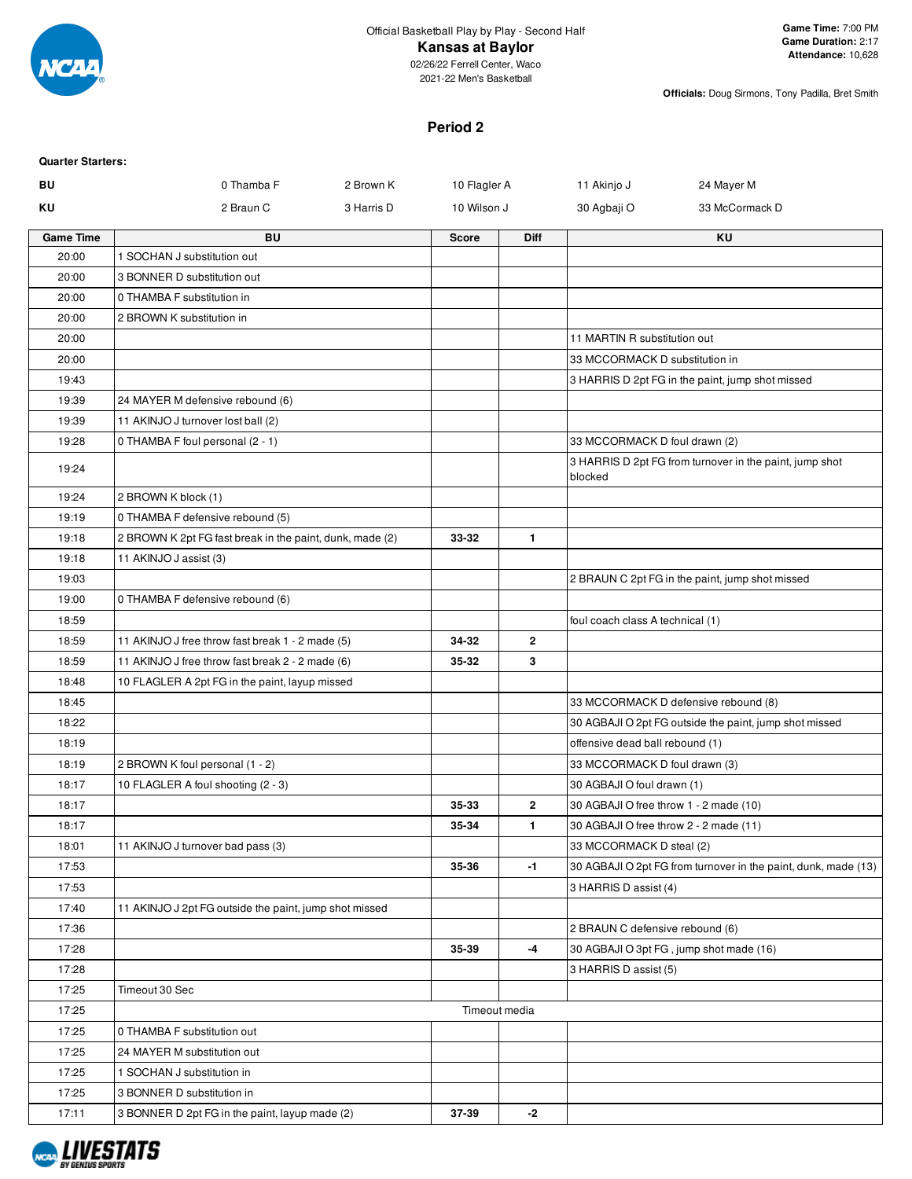Official Basketball Play by Play - Second Half

**Kansas at Baylor**

02/26/22 Ferrell Center, Waco

2021-22 Men's Basketball

**Game Time:** 7:00 PM
**Game Duration:** 2:17
**Attendance:** 10,628

**Officials:** Doug Sirmons, Tony Padilla, Bret Smith

## Period 2

**Quarter Starters:**

| | | | | | |
|---|---|---|---|---|---|
| **BU** | 0 Thamba F | 2 Brown K | 10 Flagler A | 11 Akinjo J | 24 Mayer M |
| **KU** | 2 Braun C | 3 Harris D | 10 Wilson J | 30 Agbaji O | 33 McCormack D |

| Game Time | BU | Score | Diff | KU |
|---|---|---|---|---|
| 20:00 | 1 SOCHAN J substitution out | | | |
| 20:00 | 3 BONNER D substitution out | | | |
| 20:00 | 0 THAMBA F substitution in | | | |
| 20:00 | 2 BROWN K substitution in | | | |
| 20:00 | | | | 11 MARTIN R substitution out |
| 20:00 | | | | 33 MCCORMACK D substitution in |
| 19:43 | | | | 3 HARRIS D 2pt FG in the paint, jump shot missed |
| 19:39 | 24 MAYER M defensive rebound (6) | | | |
| 19:39 | 11 AKINJO J turnover lost ball (2) | | | |
| 19:28 | 0 THAMBA F foul personal (2 - 1) | | | 33 MCCORMACK D foul drawn (2) |
| 19:24 | | | | 3 HARRIS D 2pt FG from turnover in the paint, jump shot blocked |
| 19:24 | 2 BROWN K block (1) | | | |
| 19:19 | 0 THAMBA F defensive rebound (5) | | | |
| 19:18 | 2 BROWN K 2pt FG fast break in the paint, dunk, made (2) | 33-32 | 1 | |
| 19:18 | 11 AKINJO J assist (3) | | | |
| 19:03 | | | | 2 BRAUN C 2pt FG in the paint, jump shot missed |
| 19:00 | 0 THAMBA F defensive rebound (6) | | | |
| 18:59 | | | | foul coach class A technical (1) |
| 18:59 | 11 AKINJO J free throw fast break 1 - 2 made (5) | 34-32 | 2 | |
| 18:59 | 11 AKINJO J free throw fast break 2 - 2 made (6) | 35-32 | 3 | |
| 18:48 | 10 FLAGLER A 2pt FG in the paint, layup missed | | | |
| 18:45 | | | | 33 MCCORMACK D defensive rebound (8) |
| 18:22 | | | | 30 AGBAJI O 2pt FG outside the paint, jump shot missed |
| 18:19 | | | | offensive dead ball rebound (1) |
| 18:19 | 2 BROWN K foul personal (1 - 2) | | | 33 MCCORMACK D foul drawn (3) |
| 18:17 | 10 FLAGLER A foul shooting (2 - 3) | | | 30 AGBAJI O foul drawn (1) |
| 18:17 | | 35-33 | 2 | 30 AGBAJI O free throw 1 - 2 made (10) |
| 18:17 | | 35-34 | 1 | 30 AGBAJI O free throw 2 - 2 made (11) |
| 18:01 | 11 AKINJO J turnover bad pass (3) | | | 33 MCCORMACK D steal (2) |
| 17:53 | | 35-36 | -1 | 30 AGBAJI O 2pt FG from turnover in the paint, dunk, made (13) |
| 17:53 | | | | 3 HARRIS D assist (4) |
| 17:40 | 11 AKINJO J 2pt FG outside the paint, jump shot missed | | | |
| 17:36 | | | | 2 BRAUN C defensive rebound (6) |
| 17:28 | | 35-39 | -4 | 30 AGBAJI O 3pt FG , jump shot made (16) |
| 17:28 | | | | 3 HARRIS D assist (5) |
| 17:25 | Timeout 30 Sec | | | |
| 17:25 | | Timeout media | | |
| 17:25 | 0 THAMBA F substitution out | | | |
| 17:25 | 24 MAYER M substitution out | | | |
| 17:25 | 1 SOCHAN J substitution in | | | |
| 17:25 | 3 BONNER D substitution in | | | |
| 17:11 | 3 BONNER D 2pt FG in the paint, layup made (2) | 37-39 | -2 | |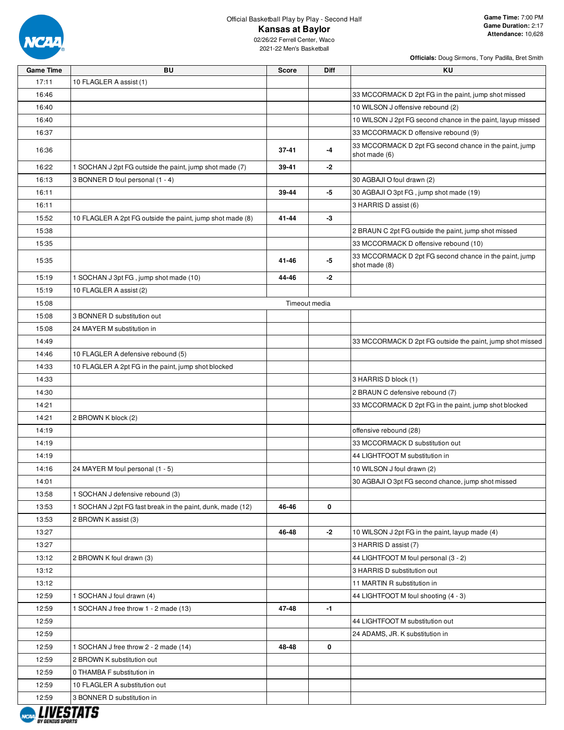Official Basketball Play by Play - Second Half

# Kansas at Baylor

02/26/22 Ferrell Center, Waco

2021-22 Men's Basketball

**Game Time:** 7:00 PM
**Game Duration:** 2:17
**Attendance:** 10,628

**Officials:** Doug Sirmons, Tony Padilla, Bret Smith

| Game Time | BU | Score | Diff | KU |
|---|---|---|---|---|
| 17:11 | 10 FLAGLER A assist (1) | | | |
| 16:46 | | | | 33 MCCORMACK D 2pt FG in the paint, jump shot missed |
| 16:40 | | | | 10 WILSON J offensive rebound (2) |
| 16:40 | | | | 10 WILSON J 2pt FG second chance in the paint, layup missed |
| 16:37 | | | | 33 MCCORMACK D offensive rebound (9) |
| 16:36 | | 37-41 | -4 | 33 MCCORMACK D 2pt FG second chance in the paint, jump shot made (6) |
| 16:22 | 1 SOCHAN J 2pt FG outside the paint, jump shot made (7) | 39-41 | -2 | |
| 16:13 | 3 BONNER D foul personal (1 - 4) | | | 30 AGBAJI O foul drawn (2) |
| 16:11 | | 39-44 | -5 | 30 AGBAJI O 3pt FG , jump shot made (19) |
| 16:11 | | | | 3 HARRIS D assist (6) |
| 15:52 | 10 FLAGLER A 2pt FG outside the paint, jump shot made (8) | 41-44 | -3 | |
| 15:38 | | | | 2 BRAUN C 2pt FG outside the paint, jump shot missed |
| 15:35 | | | | 33 MCCORMACK D offensive rebound (10) |
| 15:35 | | 41-46 | -5 | 33 MCCORMACK D 2pt FG second chance in the paint, jump shot made (8) |
| 15:19 | 1 SOCHAN J 3pt FG , jump shot made (10) | 44-46 | -2 | |
| 15:19 | 10 FLAGLER A assist (2) | | | |
| 15:08 | | Timeout media | | |
| 15:08 | 3 BONNER D substitution out | | | |
| 15:08 | 24 MAYER M substitution in | | | |
| 14:49 | | | | 33 MCCORMACK D 2pt FG outside the paint, jump shot missed |
| 14:46 | 10 FLAGLER A defensive rebound (5) | | | |
| 14:33 | 10 FLAGLER A 2pt FG in the paint, jump shot blocked | | | |
| 14:33 | | | | 3 HARRIS D block (1) |
| 14:30 | | | | 2 BRAUN C defensive rebound (7) |
| 14:21 | | | | 33 MCCORMACK D 2pt FG in the paint, jump shot blocked |
| 14:21 | 2 BROWN K block (2) | | | |
| 14:19 | | | | offensive rebound (28) |
| 14:19 | | | | 33 MCCORMACK D substitution out |
| 14:19 | | | | 44 LIGHTFOOT M substitution in |
| 14:16 | 24 MAYER M foul personal (1 - 5) | | | 10 WILSON J foul drawn (2) |
| 14:01 | | | | 30 AGBAJI O 3pt FG second chance, jump shot missed |
| 13:58 | 1 SOCHAN J defensive rebound (3) | | | |
| 13:53 | 1 SOCHAN J 2pt FG fast break in the paint, dunk, made (12) | 46-46 | 0 | |
| 13:53 | 2 BROWN K assist (3) | | | |
| 13:27 | | 46-48 | -2 | 10 WILSON J 2pt FG in the paint, layup made (4) |
| 13:27 | | | | 3 HARRIS D assist (7) |
| 13:12 | 2 BROWN K foul drawn (3) | | | 44 LIGHTFOOT M foul personal (3 - 2) |
| 13:12 | | | | 3 HARRIS D substitution out |
| 13:12 | | | | 11 MARTIN R substitution in |
| 12:59 | 1 SOCHAN J foul drawn (4) | | | 44 LIGHTFOOT M foul shooting (4 - 3) |
| 12:59 | 1 SOCHAN J free throw 1 - 2 made (13) | 47-48 | -1 | |
| 12:59 | | | | 44 LIGHTFOOT M substitution out |
| 12:59 | | | | 24 ADAMS, JR. K substitution in |
| 12:59 | 1 SOCHAN J free throw 2 - 2 made (14) | 48-48 | 0 | |
| 12:59 | 2 BROWN K substitution out | | | |
| 12:59 | 0 THAMBA F substitution in | | | |
| 12:59 | 10 FLAGLER A substitution out | | | |
| 12:59 | 3 BONNER D substitution in | | | |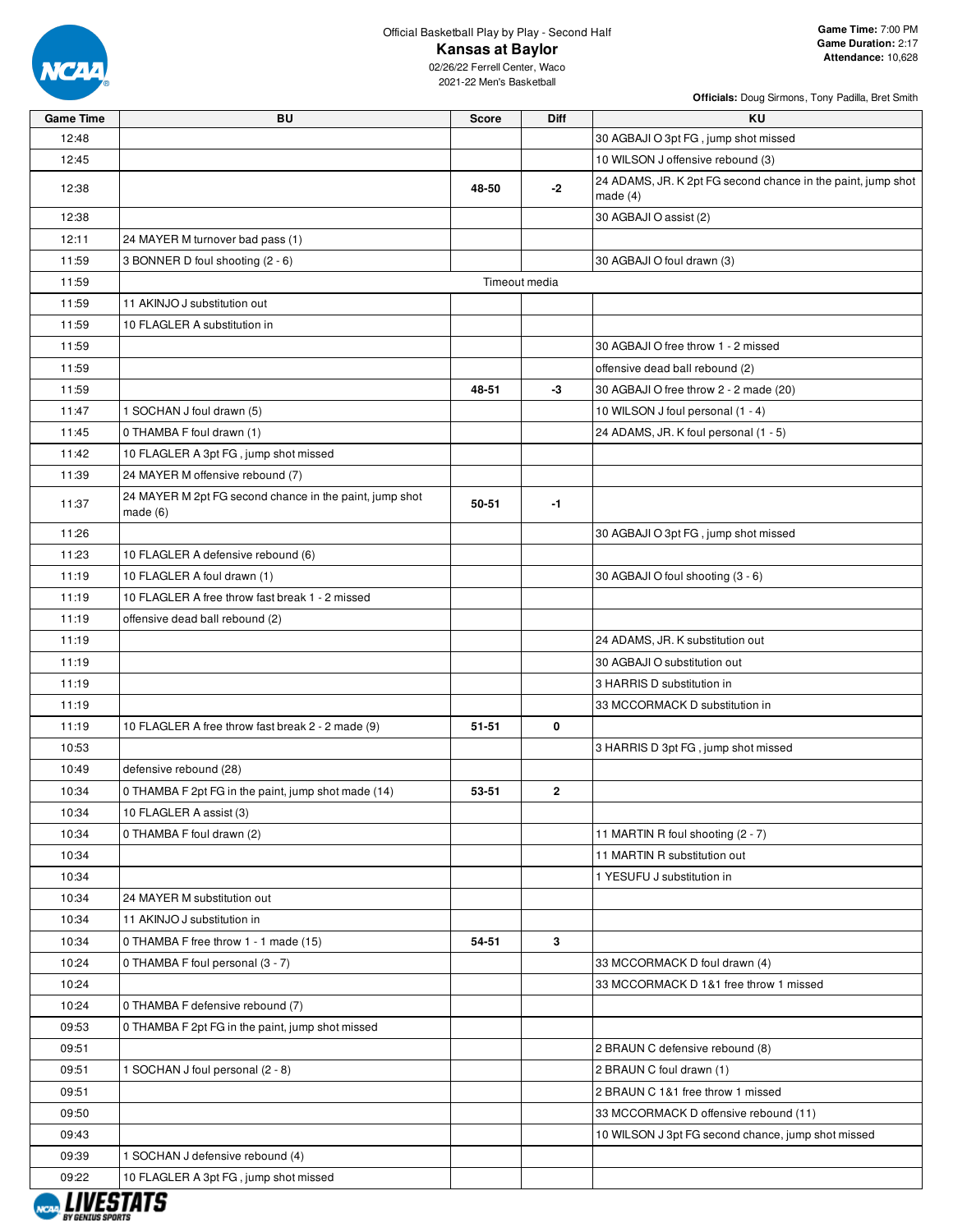Official Basketball Play by Play - Second Half

# Kansas at Baylor

02/26/22 Ferrell Center, Waco

2021-22 Men's Basketball

**Game Time:** 7:00 PM
**Game Duration:** 2:17
**Attendance:** 10,628

**Officials:** Doug Sirmons, Tony Padilla, Bret Smith

| Game Time | BU | Score | Diff | KU |
|---|---|---|---|---|
| 12:48 | | | | 30 AGBAJI O 3pt FG , jump shot missed |
| 12:45 | | | | 10 WILSON J offensive rebound (3) |
| 12:38 | | 48-50 | -2 | 24 ADAMS, JR. K 2pt FG second chance in the paint, jump shot made (4) |
| 12:38 | | | | 30 AGBAJI O assist (2) |
| 12:11 | 24 MAYER M turnover bad pass (1) | | | |
| 11:59 | 3 BONNER D foul shooting (2 - 6) | | | 30 AGBAJI O foul drawn (3) |
| 11:59 | | Timeout media | | |
| 11:59 | 11 AKINJO J substitution out | | | |
| 11:59 | 10 FLAGLER A substitution in | | | |
| 11:59 | | | | 30 AGBAJI O free throw 1 - 2 missed |
| 11:59 | | | | offensive dead ball rebound (2) |
| 11:59 | | 48-51 | -3 | 30 AGBAJI O free throw 2 - 2 made (20) |
| 11:47 | 1 SOCHAN J foul drawn (5) | | | 10 WILSON J foul personal (1 - 4) |
| 11:45 | 0 THAMBA F foul drawn (1) | | | 24 ADAMS, JR. K foul personal (1 - 5) |
| 11:42 | 10 FLAGLER A 3pt FG , jump shot missed | | | |
| 11:39 | 24 MAYER M offensive rebound (7) | | | |
| 11:37 | 24 MAYER M 2pt FG second chance in the paint, jump shot made (6) | 50-51 | -1 | |
| 11:26 | | | | 30 AGBAJI O 3pt FG , jump shot missed |
| 11:23 | 10 FLAGLER A defensive rebound (6) | | | |
| 11:19 | 10 FLAGLER A foul drawn (1) | | | 30 AGBAJI O foul shooting (3 - 6) |
| 11:19 | 10 FLAGLER A free throw fast break 1 - 2 missed | | | |
| 11:19 | offensive dead ball rebound (2) | | | |
| 11:19 | | | | 24 ADAMS, JR. K substitution out |
| 11:19 | | | | 30 AGBAJI O substitution out |
| 11:19 | | | | 3 HARRIS D substitution in |
| 11:19 | | | | 33 MCCORMACK D substitution in |
| 11:19 | 10 FLAGLER A free throw fast break 2 - 2 made (9) | 51-51 | 0 | |
| 10:53 | | | | 3 HARRIS D 3pt FG , jump shot missed |
| 10:49 | defensive rebound (28) | | | |
| 10:34 | 0 THAMBA F 2pt FG in the paint, jump shot made (14) | 53-51 | 2 | |
| 10:34 | 10 FLAGLER A assist (3) | | | |
| 10:34 | 0 THAMBA F foul drawn (2) | | | 11 MARTIN R foul shooting (2 - 7) |
| 10:34 | | | | 11 MARTIN R substitution out |
| 10:34 | | | | 1 YESUFU J substitution in |
| 10:34 | 24 MAYER M substitution out | | | |
| 10:34 | 11 AKINJO J substitution in | | | |
| 10:34 | 0 THAMBA F free throw 1 - 1 made (15) | 54-51 | 3 | |
| 10:24 | 0 THAMBA F foul personal (3 - 7) | | | 33 MCCORMACK D foul drawn (4) |
| 10:24 | | | | 33 MCCORMACK D 1&1 free throw 1 missed |
| 10:24 | 0 THAMBA F defensive rebound (7) | | | |
| 09:53 | 0 THAMBA F 2pt FG in the paint, jump shot missed | | | |
| 09:51 | | | | 2 BRAUN C defensive rebound (8) |
| 09:51 | 1 SOCHAN J foul personal (2 - 8) | | | 2 BRAUN C foul drawn (1) |
| 09:51 | | | | 2 BRAUN C 1&1 free throw 1 missed |
| 09:50 | | | | 33 MCCORMACK D offensive rebound (11) |
| 09:43 | | | | 10 WILSON J 3pt FG second chance, jump shot missed |
| 09:39 | 1 SOCHAN J defensive rebound (4) | | | |
| 09:22 | 10 FLAGLER A 3pt FG , jump shot missed | | | |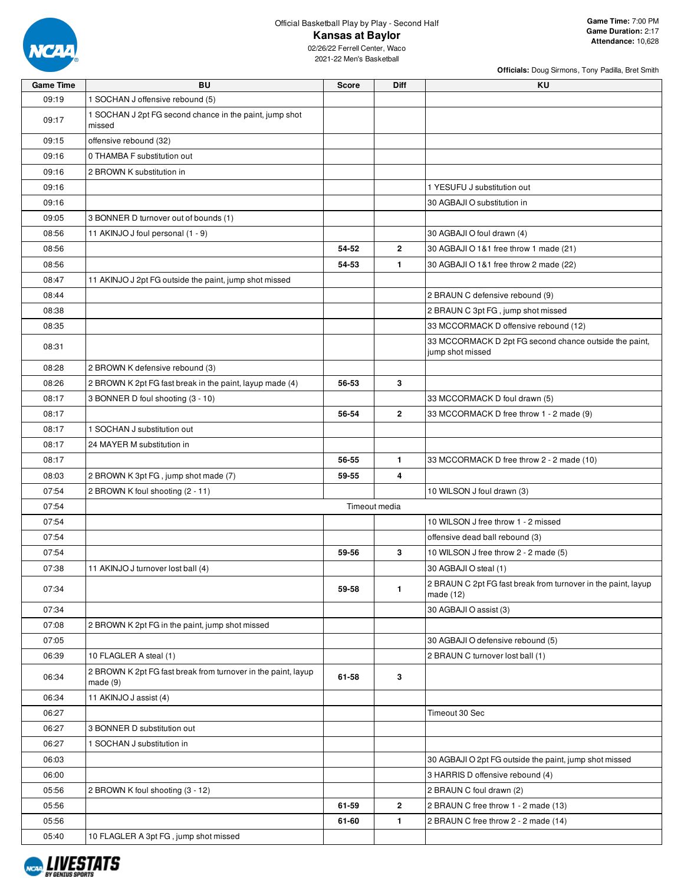Official Basketball Play by Play - Second Half

# Kansas at Baylor

02/26/22 Ferrell Center, Waco
2021-22 Men's Basketball

**Game Time:** 7:00 PM
**Game Duration:** 2:17
**Attendance:** 10,628

**Officials:** Doug Sirmons, Tony Padilla, Bret Smith

| Game Time | BU | Score | Diff | KU |
|---|---|---|---|---|
| 09:19 | 1 SOCHAN J offensive rebound (5) | | | |
| 09:17 | 1 SOCHAN J 2pt FG second chance in the paint, jump shot missed | | | |
| 09:15 | offensive rebound (32) | | | |
| 09:16 | 0 THAMBA F substitution out | | | |
| 09:16 | 2 BROWN K substitution in | | | |
| 09:16 | | | | 1 YESUFU J substitution out |
| 09:16 | | | | 30 AGBAJI O substitution in |
| 09:05 | 3 BONNER D turnover out of bounds (1) | | | |
| 08:56 | 11 AKINJO J foul personal (1 - 9) | | | 30 AGBAJI O foul drawn (4) |
| 08:56 | | 54-52 | 2 | 30 AGBAJI O 1&1 free throw 1 made (21) |
| 08:56 | | 54-53 | 1 | 30 AGBAJI O 1&1 free throw 2 made (22) |
| 08:47 | 11 AKINJO J 2pt FG outside the paint, jump shot missed | | | |
| 08:44 | | | | 2 BRAUN C defensive rebound (9) |
| 08:38 | | | | 2 BRAUN C 3pt FG , jump shot missed |
| 08:35 | | | | 33 MCCORMACK D offensive rebound (12) |
| 08:31 | | | | 33 MCCORMACK D 2pt FG second chance outside the paint, jump shot missed |
| 08:28 | 2 BROWN K defensive rebound (3) | | | |
| 08:26 | 2 BROWN K 2pt FG fast break in the paint, layup made (4) | 56-53 | 3 | |
| 08:17 | 3 BONNER D foul shooting (3 - 10) | | | 33 MCCORMACK D foul drawn (5) |
| 08:17 | | 56-54 | 2 | 33 MCCORMACK D free throw 1 - 2 made (9) |
| 08:17 | 1 SOCHAN J substitution out | | | |
| 08:17 | 24 MAYER M substitution in | | | |
| 08:17 | | 56-55 | 1 | 33 MCCORMACK D free throw 2 - 2 made (10) |
| 08:03 | 2 BROWN K 3pt FG , jump shot made (7) | 59-55 | 4 | |
| 07:54 | 2 BROWN K foul shooting (2 - 11) | | | 10 WILSON J foul drawn (3) |
| 07:54 | Timeout media | | | |
| 07:54 | | | | 10 WILSON J free throw 1 - 2 missed |
| 07:54 | | | | offensive dead ball rebound (3) |
| 07:54 | | 59-56 | 3 | 10 WILSON J free throw 2 - 2 made (5) |
| 07:38 | 11 AKINJO J turnover lost ball (4) | | | 30 AGBAJI O steal (1) |
| 07:34 | | 59-58 | 1 | 2 BRAUN C 2pt FG fast break from turnover in the paint, layup made (12) |
| 07:34 | | | | 30 AGBAJI O assist (3) |
| 07:08 | 2 BROWN K 2pt FG in the paint, jump shot missed | | | |
| 07:05 | | | | 30 AGBAJI O defensive rebound (5) |
| 06:39 | 10 FLAGLER A steal (1) | | | 2 BRAUN C turnover lost ball (1) |
| 06:34 | 2 BROWN K 2pt FG fast break from turnover in the paint, layup made (9) | 61-58 | 3 | |
| 06:34 | 11 AKINJO J assist (4) | | | |
| 06:27 | | | | Timeout 30 Sec |
| 06:27 | 3 BONNER D substitution out | | | |
| 06:27 | 1 SOCHAN J substitution in | | | |
| 06:03 | | | | 30 AGBAJI O 2pt FG outside the paint, jump shot missed |
| 06:00 | | | | 3 HARRIS D offensive rebound (4) |
| 05:56 | 2 BROWN K foul shooting (3 - 12) | | | 2 BRAUN C foul drawn (2) |
| 05:56 | | 61-59 | 2 | 2 BRAUN C free throw 1 - 2 made (13) |
| 05:56 | | 61-60 | 1 | 2 BRAUN C free throw 2 - 2 made (14) |
| 05:40 | 10 FLAGLER A 3pt FG , jump shot missed | | | |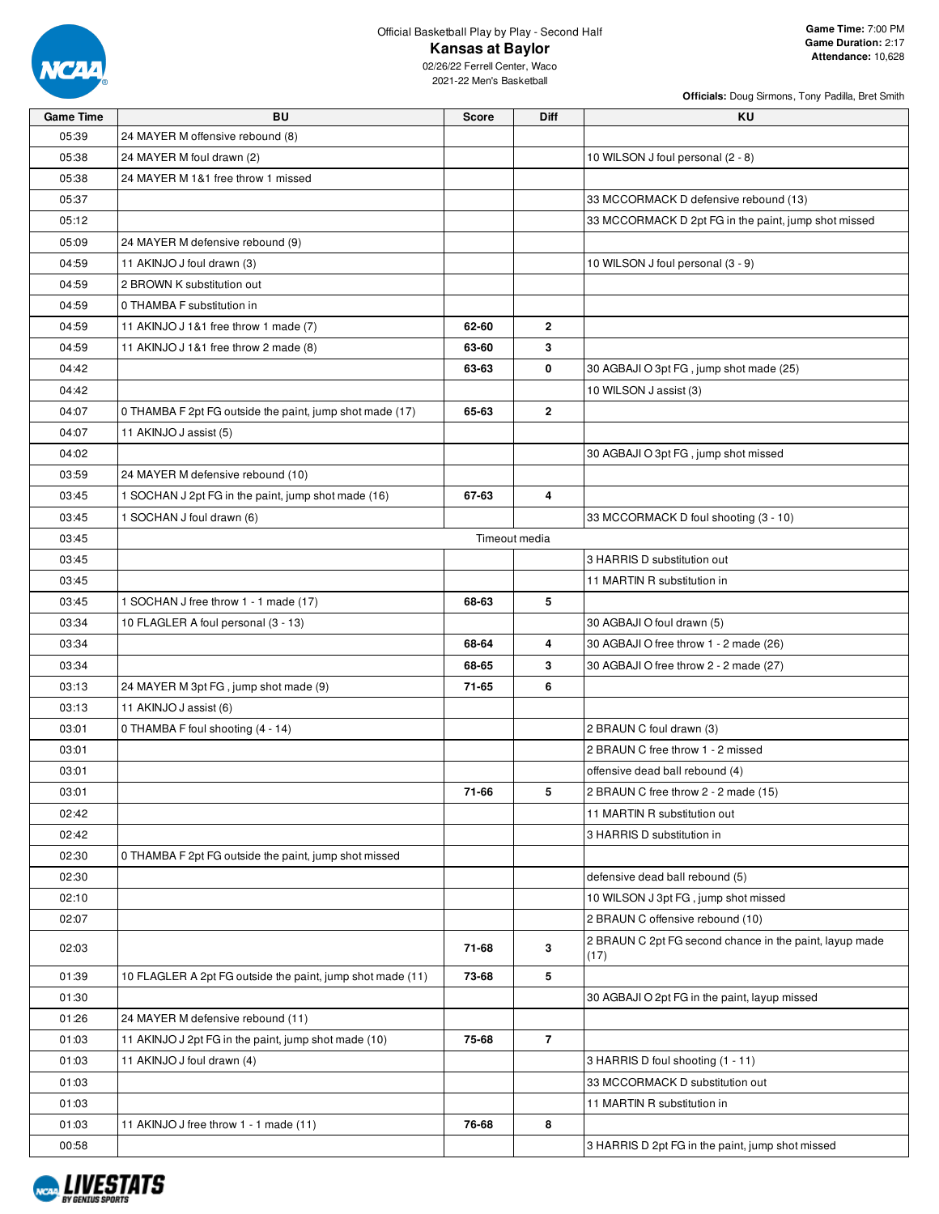Official Basketball Play by Play - Second Half

# Kansas at Baylor

02/26/22 Ferrell Center, Waco

2021-22 Men's Basketball

**Game Time:** 7:00 PM
**Game Duration:** 2:17
**Attendance:** 10,628

**Officials:** Doug Sirmons, Tony Padilla, Bret Smith

| Game Time | BU | Score | Diff | KU |
|---|---|---|---|---|
| 05:39 | 24 MAYER M offensive rebound (8) | | | |
| 05:38 | 24 MAYER M foul drawn (2) | | | 10 WILSON J foul personal (2 - 8) |
| 05:38 | 24 MAYER M 1&1 free throw 1 missed | | | |
| 05:37 | | | | 33 MCCORMACK D defensive rebound (13) |
| 05:12 | | | | 33 MCCORMACK D 2pt FG in the paint, jump shot missed |
| 05:09 | 24 MAYER M defensive rebound (9) | | | |
| 04:59 | 11 AKINJO J foul drawn (3) | | | 10 WILSON J foul personal (3 - 9) |
| 04:59 | 2 BROWN K substitution out | | | |
| 04:59 | 0 THAMBA F substitution in | | | |
| 04:59 | 11 AKINJO J 1&1 free throw 1 made (7) | 62-60 | 2 | |
| 04:59 | 11 AKINJO J 1&1 free throw 2 made (8) | 63-60 | 3 | |
| 04:42 | | 63-63 | 0 | 30 AGBAJI O 3pt FG , jump shot made (25) |
| 04:42 | | | | 10 WILSON J assist (3) |
| 04:07 | 0 THAMBA F 2pt FG outside the paint, jump shot made (17) | 65-63 | 2 | |
| 04:07 | 11 AKINJO J assist (5) | | | |
| 04:02 | | | | 30 AGBAJI O 3pt FG , jump shot missed |
| 03:59 | 24 MAYER M defensive rebound (10) | | | |
| 03:45 | 1 SOCHAN J 2pt FG in the paint, jump shot made (16) | 67-63 | 4 | |
| 03:45 | 1 SOCHAN J foul drawn (6) | | | 33 MCCORMACK D foul shooting (3 - 10) |
| 03:45 | Timeout media | | | |
| 03:45 | | | | 3 HARRIS D substitution out |
| 03:45 | | | | 11 MARTIN R substitution in |
| 03:45 | 1 SOCHAN J free throw 1 - 1 made (17) | 68-63 | 5 | |
| 03:34 | 10 FLAGLER A foul personal (3 - 13) | | | 30 AGBAJI O foul drawn (5) |
| 03:34 | | 68-64 | 4 | 30 AGBAJI O free throw 1 - 2 made (26) |
| 03:34 | | 68-65 | 3 | 30 AGBAJI O free throw 2 - 2 made (27) |
| 03:13 | 24 MAYER M 3pt FG , jump shot made (9) | 71-65 | 6 | |
| 03:13 | 11 AKINJO J assist (6) | | | |
| 03:01 | 0 THAMBA F foul shooting (4 - 14) | | | 2 BRAUN C foul drawn (3) |
| 03:01 | | | | 2 BRAUN C free throw 1 - 2 missed |
| 03:01 | | | | offensive dead ball rebound (4) |
| 03:01 | | 71-66 | 5 | 2 BRAUN C free throw 2 - 2 made (15) |
| 02:42 | | | | 11 MARTIN R substitution out |
| 02:42 | | | | 3 HARRIS D substitution in |
| 02:30 | 0 THAMBA F 2pt FG outside the paint, jump shot missed | | | |
| 02:30 | | | | defensive dead ball rebound (5) |
| 02:10 | | | | 10 WILSON J 3pt FG , jump shot missed |
| 02:07 | | | | 2 BRAUN C offensive rebound (10) |
| 02:03 | | 71-68 | 3 | 2 BRAUN C 2pt FG second chance in the paint, layup made (17) |
| 01:39 | 10 FLAGLER A 2pt FG outside the paint, jump shot made (11) | 73-68 | 5 | |
| 01:30 | | | | 30 AGBAJI O 2pt FG in the paint, layup missed |
| 01:26 | 24 MAYER M defensive rebound (11) | | | |
| 01:03 | 11 AKINJO J 2pt FG in the paint, jump shot made (10) | 75-68 | 7 | |
| 01:03 | 11 AKINJO J foul drawn (4) | | | 3 HARRIS D foul shooting (1 - 11) |
| 01:03 | | | | 33 MCCORMACK D substitution out |
| 01:03 | | | | 11 MARTIN R substitution in |
| 01:03 | 11 AKINJO J free throw 1 - 1 made (11) | 76-68 | 8 | |
| 00:58 | | | | 3 HARRIS D 2pt FG in the paint, jump shot missed |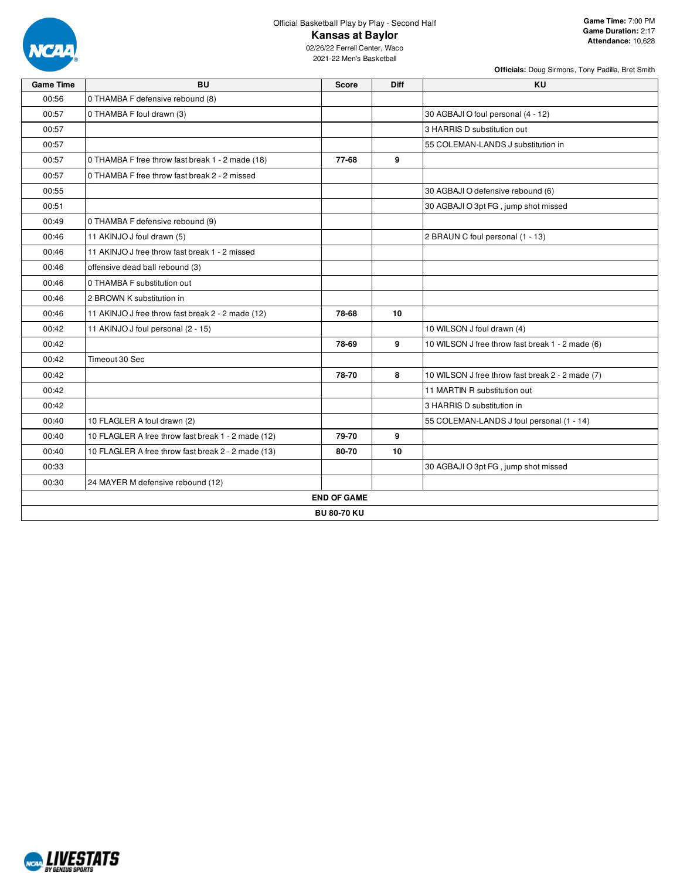Official Basketball Play by Play - Second Half

# Kansas at Baylor

02/26/22 Ferrell Center, Waco
2021-22 Men's Basketball

**Game Time:** 7:00 PM
**Game Duration:** 2:17
**Attendance:** 10,628

**Officials:** Doug Sirmons, Tony Padilla, Bret Smith

| Game Time | BU | Score | Diff | KU |
|---|---|---|---|---|
| 00:56 | 0 THAMBA F defensive rebound (8) | | | |
| 00:57 | 0 THAMBA F foul drawn (3) | | | 30 AGBAJI O foul personal (4 - 12) |
| 00:57 | | | | 3 HARRIS D substitution out |
| 00:57 | | | | 55 COLEMAN-LANDS J substitution in |
| 00:57 | 0 THAMBA F free throw fast break 1 - 2 made (18) | 77-68 | 9 | |
| 00:57 | 0 THAMBA F free throw fast break 2 - 2 missed | | | |
| 00:55 | | | | 30 AGBAJI O defensive rebound (6) |
| 00:51 | | | | 30 AGBAJI O 3pt FG , jump shot missed |
| 00:49 | 0 THAMBA F defensive rebound (9) | | | |
| 00:46 | 11 AKINJO J foul drawn (5) | | | 2 BRAUN C foul personal (1 - 13) |
| 00:46 | 11 AKINJO J free throw fast break 1 - 2 missed | | | |
| 00:46 | offensive dead ball rebound (3) | | | |
| 00:46 | 0 THAMBA F substitution out | | | |
| 00:46 | 2 BROWN K substitution in | | | |
| 00:46 | 11 AKINJO J free throw fast break 2 - 2 made (12) | 78-68 | 10 | |
| 00:42 | 11 AKINJO J foul personal (2 - 15) | | | 10 WILSON J foul drawn (4) |
| 00:42 | | 78-69 | 9 | 10 WILSON J free throw fast break 1 - 2 made (6) |
| 00:42 | Timeout 30 Sec | | | |
| 00:42 | | 78-70 | 8 | 10 WILSON J free throw fast break 2 - 2 made (7) |
| 00:42 | | | | 11 MARTIN R substitution out |
| 00:42 | | | | 3 HARRIS D substitution in |
| 00:40 | 10 FLAGLER A foul drawn (2) | | | 55 COLEMAN-LANDS J foul personal (1 - 14) |
| 00:40 | 10 FLAGLER A free throw fast break 1 - 2 made (12) | 79-70 | 9 | |
| 00:40 | 10 FLAGLER A free throw fast break 2 - 2 made (13) | 80-70 | 10 | |
| 00:33 | | | | 30 AGBAJI O 3pt FG , jump shot missed |
| 00:30 | 24 MAYER M defensive rebound (12) | | | |

**END OF GAME**

**BU 80-70 KU**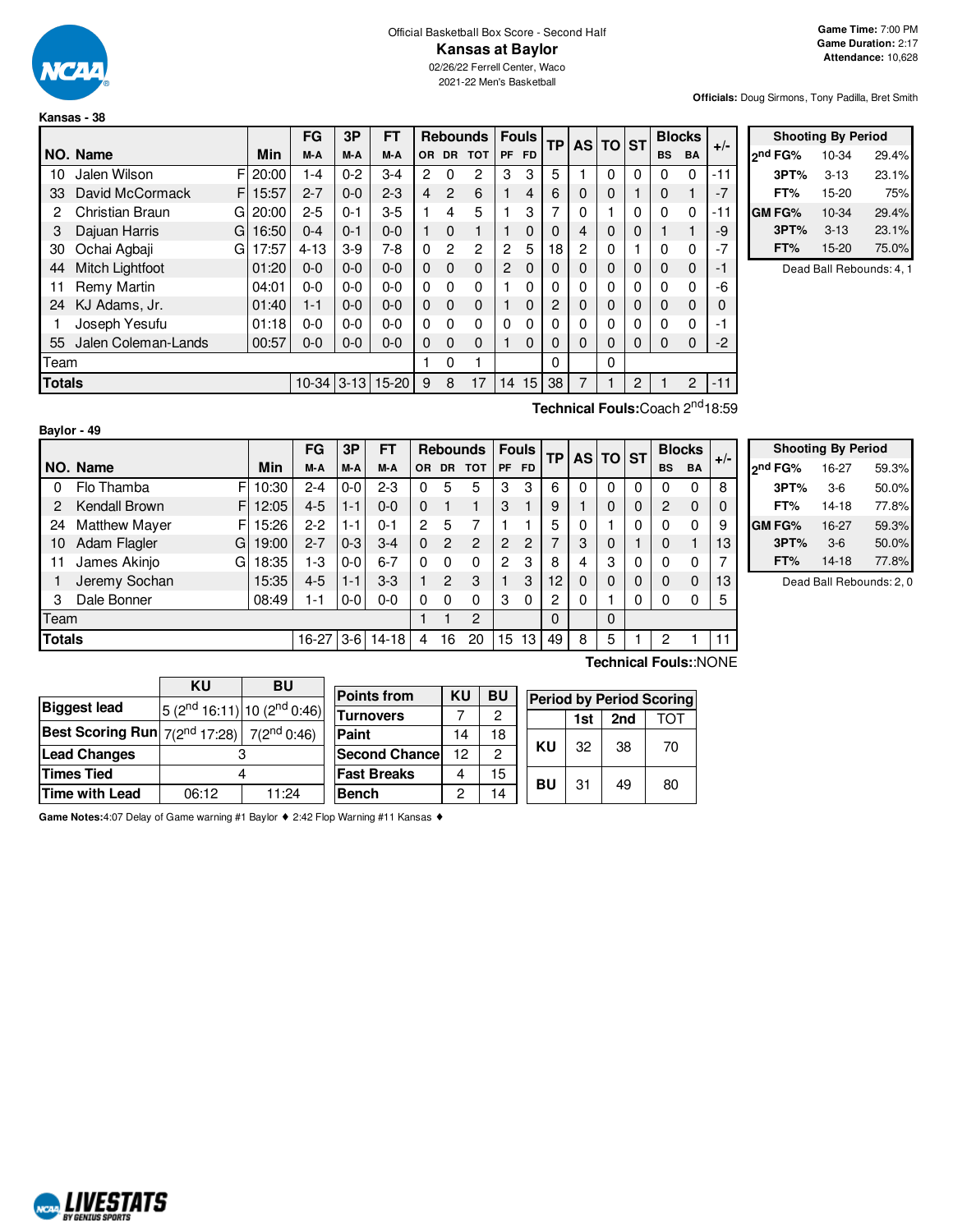Official Basketball Box Score - Second Half

# Kansas at Baylor

02/26/22 Ferrell Center, Waco
2021-22 Men's Basketball

**Game Time:** 7:00 PM
**Game Duration:** 2:17
**Attendance:** 10,628

**Officials:** Doug Sirmons, Tony Padilla, Bret Smith

## Kansas - 38

| NO. | Name | | Min | FG M-A | 3P M-A | FT M-A | OR | DR | TOT | PF | FD | TP | AS | TO | ST | BS | BA | +/- |
|---|---|---|---|---|---|---|---|---|---|---|---|---|---|---|---|---|---|---|
| 10 | Jalen Wilson | F | 20:00 | 1-4 | 0-2 | 3-4 | 2 | 0 | 2 | 3 | 3 | 5 | 1 | 0 | 0 | 0 | 0 | -11 |
| 33 | David McCormack | F | 15:57 | 2-7 | 0-0 | 2-3 | 4 | 2 | 6 | 1 | 4 | 6 | 0 | 0 | 1 | 0 | 1 | -7 |
| 2 | Christian Braun | G | 20:00 | 2-5 | 0-1 | 3-5 | 1 | 4 | 5 | 1 | 3 | 7 | 0 | 1 | 0 | 0 | 0 | -11 |
| 3 | Dajuan Harris | G | 16:50 | 0-4 | 0-1 | 0-0 | 1 | 0 | 1 | 1 | 0 | 0 | 4 | 0 | 0 | 1 | 1 | -9 |
| 30 | Ochai Agbaji | G | 17:57 | 4-13 | 3-9 | 7-8 | 0 | 2 | 2 | 2 | 5 | 18 | 2 | 0 | 1 | 0 | 0 | -7 |
| 44 | Mitch Lightfoot | | 01:20 | 0-0 | 0-0 | 0-0 | 0 | 0 | 0 | 2 | 0 | 0 | 0 | 0 | 0 | 0 | 0 | -1 |
| 11 | Remy Martin | | 04:01 | 0-0 | 0-0 | 0-0 | 0 | 0 | 0 | 1 | 0 | 0 | 0 | 0 | 0 | 0 | 0 | -6 |
| 24 | KJ Adams, Jr. | | 01:40 | 1-1 | 0-0 | 0-0 | 0 | 0 | 0 | 1 | 0 | 2 | 0 | 0 | 0 | 0 | 0 | 0 |
| 1 | Joseph Yesufu | | 01:18 | 0-0 | 0-0 | 0-0 | 0 | 0 | 0 | 0 | 0 | 0 | 0 | 0 | 0 | 0 | 0 | -1 |
| 55 | Jalen Coleman-Lands | | 00:57 | 0-0 | 0-0 | 0-0 | 0 | 0 | 0 | 1 | 0 | 0 | 0 | 0 | 0 | 0 | 0 | -2 |
| | Team | | | | | | 1 | 0 | 1 | | | 0 | | 0 | | | | |
| | **Totals** | | | 10-34 | 3-13 | 15-20 | 9 | 8 | 17 | 14 | 15 | 38 | 7 | 1 | 2 | 1 | 2 | -11 |

**Technical Fouls:** Coach 2nd 18:59

| Shooting By Period | | |
|---|---|---|
| 2nd FG% | 10-34 | 29.4% |
| 3PT% | 3-13 | 23.1% |
| FT% | 15-20 | 75% |
| GM FG% | 10-34 | 29.4% |
| 3PT% | 3-13 | 23.1% |
| FT% | 15-20 | 75.0% |

Dead Ball Rebounds: 4, 1

## Baylor - 49

| NO. | Name | | Min | FG M-A | 3P M-A | FT M-A | OR | DR | TOT | PF | FD | TP | AS | TO | ST | BS | BA | +/- |
|---|---|---|---|---|---|---|---|---|---|---|---|---|---|---|---|---|---|---|
| 0 | Flo Thamba | F | 10:30 | 2-4 | 0-0 | 2-3 | 0 | 5 | 5 | 3 | 3 | 6 | 0 | 0 | 0 | 0 | 0 | 8 |
| 2 | Kendall Brown | F | 12:05 | 4-5 | 1-1 | 0-0 | 0 | 1 | 1 | 3 | 1 | 9 | 1 | 0 | 0 | 2 | 0 | 0 |
| 24 | Matthew Mayer | F | 15:26 | 2-2 | 1-1 | 0-1 | 2 | 5 | 7 | 1 | 1 | 5 | 0 | 1 | 0 | 0 | 0 | 9 |
| 10 | Adam Flagler | G | 19:00 | 2-7 | 0-3 | 3-4 | 0 | 2 | 2 | 2 | 2 | 7 | 3 | 0 | 1 | 0 | 1 | 13 |
| 11 | James Akinjo | G | 18:35 | 1-3 | 0-0 | 6-7 | 0 | 0 | 0 | 2 | 3 | 8 | 4 | 3 | 0 | 0 | 0 | 7 |
| 1 | Jeremy Sochan | | 15:35 | 4-5 | 1-1 | 3-3 | 1 | 2 | 3 | 1 | 3 | 12 | 0 | 0 | 0 | 0 | 0 | 13 |
| 3 | Dale Bonner | | 08:49 | 1-1 | 0-0 | 0-0 | 0 | 0 | 0 | 3 | 0 | 2 | 0 | 1 | 0 | 0 | 0 | 5 |
| | Team | | | | | | 1 | 1 | 2 | | | 0 | | 0 | | | | |
| | **Totals** | | | 16-27 | 3-6 | 14-18 | 4 | 16 | 20 | 15 | 13 | 49 | 8 | 5 | 1 | 2 | 1 | 11 |

**Technical Fouls:** :NONE

| Shooting By Period | | |
|---|---|---|
| 2nd FG% | 16-27 | 59.3% |
| 3PT% | 3-6 | 50.0% |
| FT% | 14-18 | 77.8% |
| GM FG% | 16-27 | 59.3% |
| 3PT% | 3-6 | 50.0% |
| FT% | 14-18 | 77.8% |

Dead Ball Rebounds: 2, 0

| | KU | BU |
|---|---|---|
| Biggest lead | 5 (2nd 16:11) | 10 (2nd 0:46) |
| Best Scoring Run | 7(2nd 17:28) | 7(2nd 0:46) |
| Lead Changes | 3 | |
| Times Tied | 4 | |
| Time with Lead | 06:12 | 11:24 |

| Points from | KU | BU |
|---|---|---|
| Turnovers | 7 | 2 |
| Paint | 14 | 18 |
| Second Chance | 12 | 2 |
| Fast Breaks | 4 | 15 |
| Bench | 2 | 14 |

| Period by Period Scoring | 1st | 2nd | TOT |
|---|---|---|---|
| KU | 32 | 38 | 70 |
| BU | 31 | 49 | 80 |

**Game Notes:** 4:07 Delay of Game warning #1 Baylor ♦ 2:42 Flop Warning #11 Kansas ♦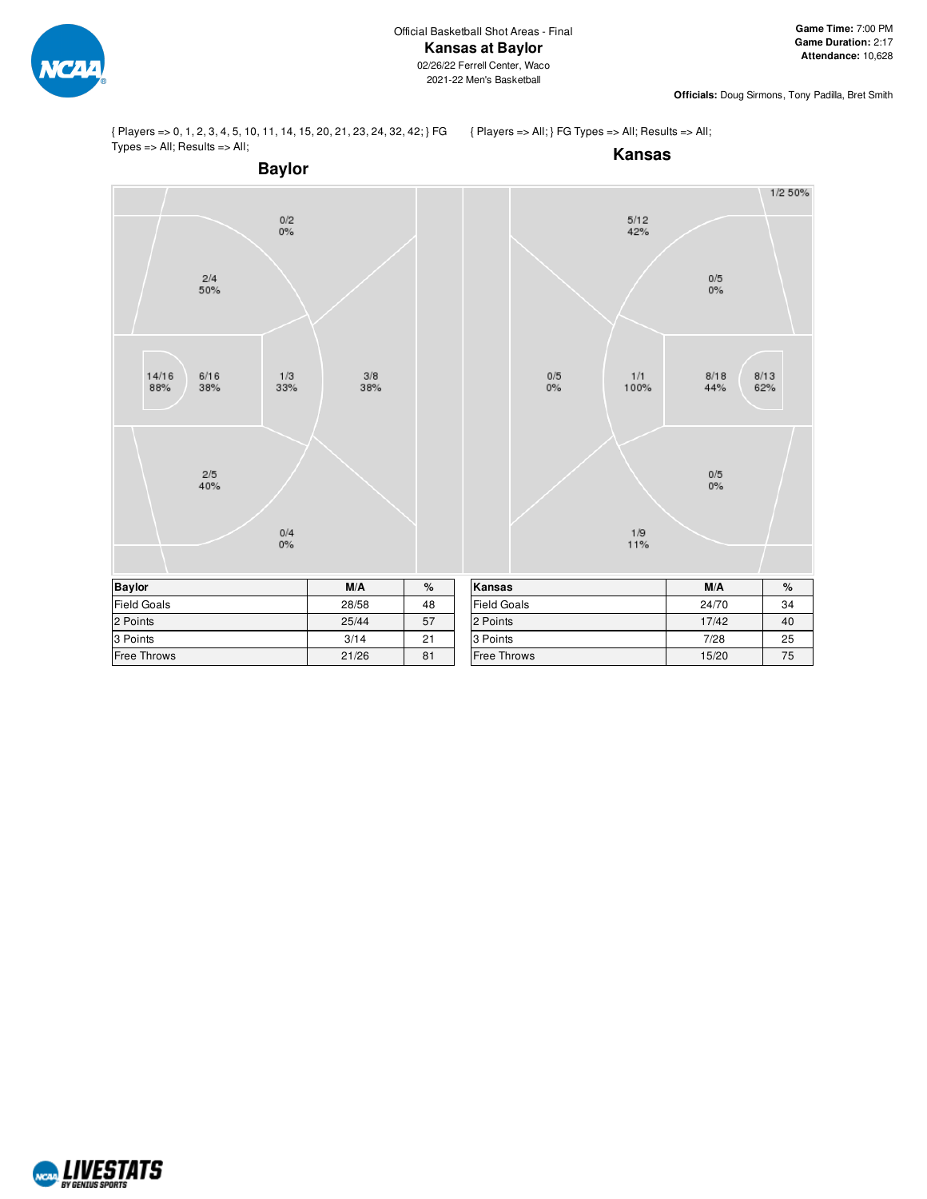Official Basketball Shot Areas - Final

# Kansas at Baylor

02/26/22 Ferrell Center, Waco

2021-22 Men's Basketball

**Game Time:** 7:00 PM
**Game Duration:** 2:17
**Attendance:** 10,628

**Officials:** Doug Sirmons, Tony Padilla, Bret Smith

{ Players => 0, 1, 2, 3, 4, 5, 10, 11, 14, 15, 20, 21, 23, 24, 32, 42; } FG Types => All; Results => All;

## Baylor

0/2 0%
2/4 50%
14/16 88%
6/16 38%
1/3 33%
3/8 38%
2/5 40%
0/4 0%

{ Players => All; } FG Types => All; Results => All;

## Kansas

1/2 50%
5/12 42%
0/5 0%
0/5 0%
1/1 100%
8/18 44%
8/13 62%
0/5 0%
1/9 11%

| Baylor | M/A | % |
|---|---|---|
| Field Goals | 28/58 | 48 |
| 2 Points | 25/44 | 57 |
| 3 Points | 3/14 | 21 |
| Free Throws | 21/26 | 81 |

| Kansas | M/A | % |
|---|---|---|
| Field Goals | 24/70 | 34 |
| 2 Points | 17/42 | 40 |
| 3 Points | 7/28 | 25 |
| Free Throws | 15/20 | 75 |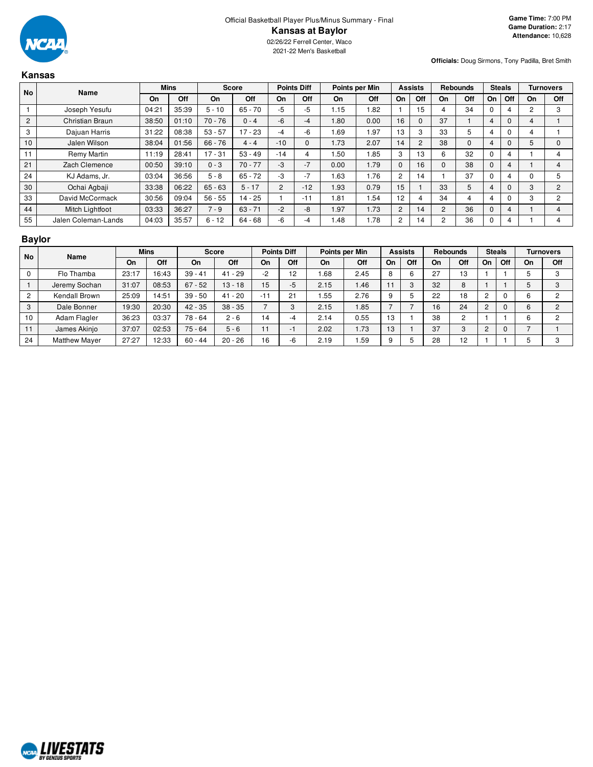Official Basketball Player Plus/Minus Summary - Final

# Kansas at Baylor

02/26/22 Ferrell Center, Waco

2021-22 Men's Basketball

**Game Time:** 7:00 PM
**Game Duration:** 2:17
**Attendance:** 10,628

**Officials:** Doug Sirmons, Tony Padilla, Bret Smith

## Kansas

| No | Name | Mins | | Score | | Points Diff | | Points per Min | | Assists | | Rebounds | | Steals | | Turnovers | |
|---|---|---|---|---|---|---|---|---|---|---|---|---|---|---|---|---|---|
| | | On | Off | On | Off | On | Off | On | Off | On | Off | On | Off | On | Off | On | Off |
| 1 | Joseph Yesufu | 04:21 | 35:39 | 5 - 10 | 65 - 70 | -5 | -5 | 1.15 | 1.82 | 1 | 15 | 4 | 34 | 0 | 4 | 2 | 3 |
| 2 | Christian Braun | 38:50 | 01:10 | 70 - 76 | 0 - 4 | -6 | -4 | 1.80 | 0.00 | 16 | 0 | 37 | 1 | 4 | 0 | 4 | 1 |
| 3 | Dajuan Harris | 31:22 | 08:38 | 53 - 57 | 17 - 23 | -4 | -6 | 1.69 | 1.97 | 13 | 3 | 33 | 5 | 4 | 0 | 4 | 1 |
| 10 | Jalen Wilson | 38:04 | 01:56 | 66 - 76 | 4 - 4 | -10 | 0 | 1.73 | 2.07 | 14 | 2 | 38 | 0 | 4 | 0 | 5 | 0 |
| 11 | Remy Martin | 11:19 | 28:41 | 17 - 31 | 53 - 49 | -14 | 4 | 1.50 | 1.85 | 3 | 13 | 6 | 32 | 0 | 4 | 1 | 4 |
| 21 | Zach Clemence | 00:50 | 39:10 | 0 - 3 | 70 - 77 | -3 | -7 | 0.00 | 1.79 | 0 | 16 | 0 | 38 | 0 | 4 | 1 | 4 |
| 24 | KJ Adams, Jr. | 03:04 | 36:56 | 5 - 8 | 65 - 72 | -3 | -7 | 1.63 | 1.76 | 2 | 14 | 1 | 37 | 0 | 4 | 0 | 5 |
| 30 | Ochai Agbaji | 33:38 | 06:22 | 65 - 63 | 5 - 17 | 2 | -12 | 1.93 | 0.79 | 15 | 1 | 33 | 5 | 4 | 0 | 3 | 2 |
| 33 | David McCormack | 30:56 | 09:04 | 56 - 55 | 14 - 25 | 1 | -11 | 1.81 | 1.54 | 12 | 4 | 34 | 4 | 4 | 0 | 3 | 2 |
| 44 | Mitch Lightfoot | 03:33 | 36:27 | 7 - 9 | 63 - 71 | -2 | -8 | 1.97 | 1.73 | 2 | 14 | 2 | 36 | 0 | 4 | 1 | 4 |
| 55 | Jalen Coleman-Lands | 04:03 | 35:57 | 6 - 12 | 64 - 68 | -6 | -4 | 1.48 | 1.78 | 2 | 14 | 2 | 36 | 0 | 4 | 1 | 4 |

## Baylor

| No | Name | Mins | | Score | | Points Diff | | Points per Min | | Assists | | Rebounds | | Steals | | Turnovers | |
|---|---|---|---|---|---|---|---|---|---|---|---|---|---|---|---|---|---|
| | | On | Off | On | Off | On | Off | On | Off | On | Off | On | Off | On | Off | On | Off |
| 0 | Flo Thamba | 23:17 | 16:43 | 39 - 41 | 41 - 29 | -2 | 12 | 1.68 | 2.45 | 8 | 6 | 27 | 13 | 1 | 1 | 5 | 3 |
| 1 | Jeremy Sochan | 31:07 | 08:53 | 67 - 52 | 13 - 18 | 15 | -5 | 2.15 | 1.46 | 11 | 3 | 32 | 8 | 1 | 1 | 5 | 3 |
| 2 | Kendall Brown | 25:09 | 14:51 | 39 - 50 | 41 - 20 | -11 | 21 | 1.55 | 2.76 | 9 | 5 | 22 | 18 | 2 | 0 | 6 | 2 |
| 3 | Dale Bonner | 19:30 | 20:30 | 42 - 35 | 38 - 35 | 7 | 3 | 2.15 | 1.85 | 7 | 7 | 16 | 24 | 2 | 0 | 6 | 2 |
| 10 | Adam Flagler | 36:23 | 03:37 | 78 - 64 | 2 - 6 | 14 | -4 | 2.14 | 0.55 | 13 | 1 | 38 | 2 | 1 | 1 | 6 | 2 |
| 11 | James Akinjo | 37:07 | 02:53 | 75 - 64 | 5 - 6 | 11 | -1 | 2.02 | 1.73 | 13 | 1 | 37 | 3 | 2 | 0 | 7 | 1 |
| 24 | Matthew Mayer | 27:27 | 12:33 | 60 - 44 | 20 - 26 | 16 | -6 | 2.19 | 1.59 | 9 | 5 | 28 | 12 | 1 | 1 | 5 | 3 |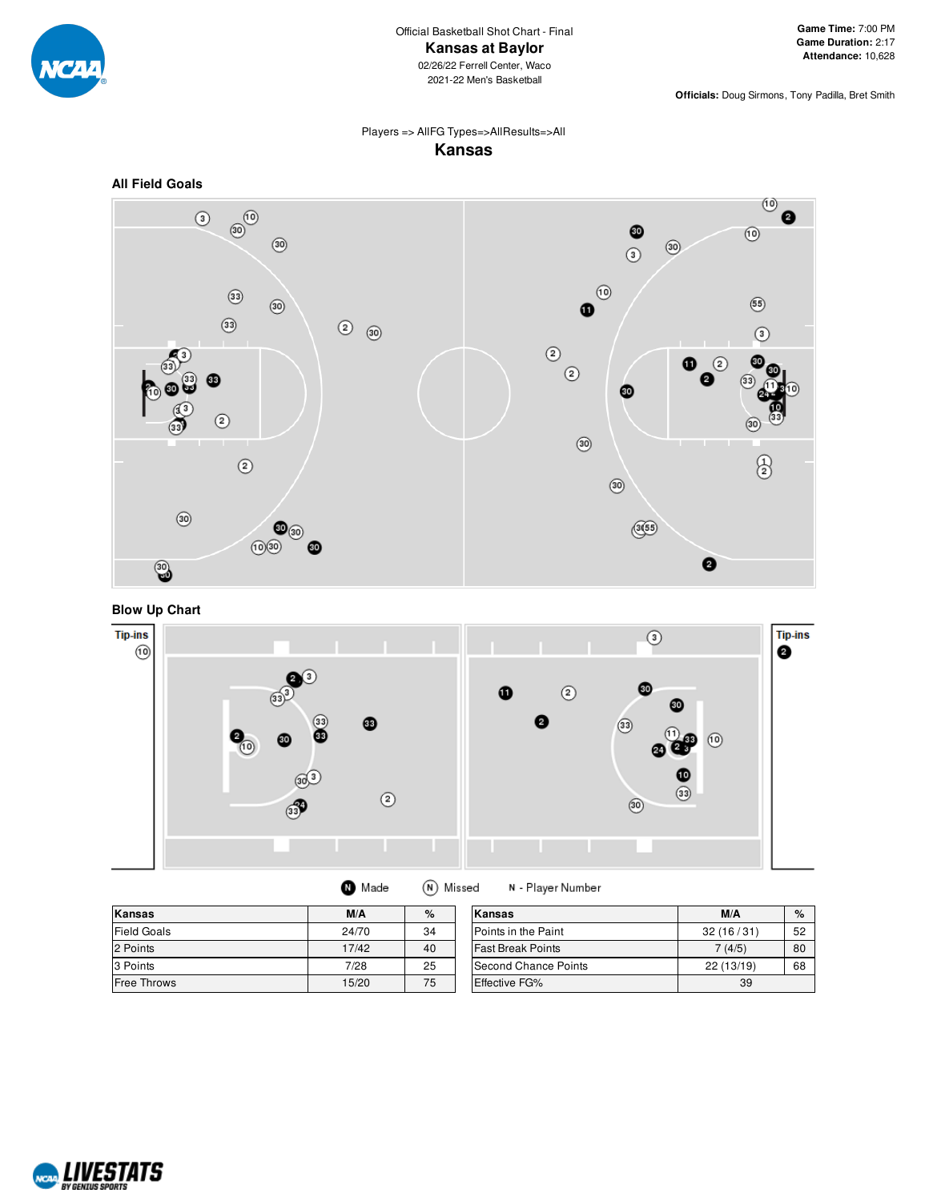Official Basketball Shot Chart - Final

# Kansas at Baylor

02/26/22 Ferrell Center, Waco

2021-22 Men's Basketball

**Game Time:** 7:00 PM
**Game Duration:** 2:17
**Attendance:** 10,628

**Officials:** Doug Sirmons, Tony Padilla, Bret Smith

Players => AllFG Types=>AllResults=>All

## Kansas

### All Field Goals

### Blow Up Chart

Tip-ins

Made | Missed | N - Player Number

| Kansas | M/A | % |
|---|---|---|
| Field Goals | 24/70 | 34 |
| 2 Points | 17/42 | 40 |
| 3 Points | 7/28 | 25 |
| Free Throws | 15/20 | 75 |

| Kansas | M/A | % |
|---|---|---|
| Points in the Paint | 32 (16 / 31) | 52 |
| Fast Break Points | 7 (4/5) | 80 |
| Second Chance Points | 22 (13/19) | 68 |
| Effective FG% | 39 | |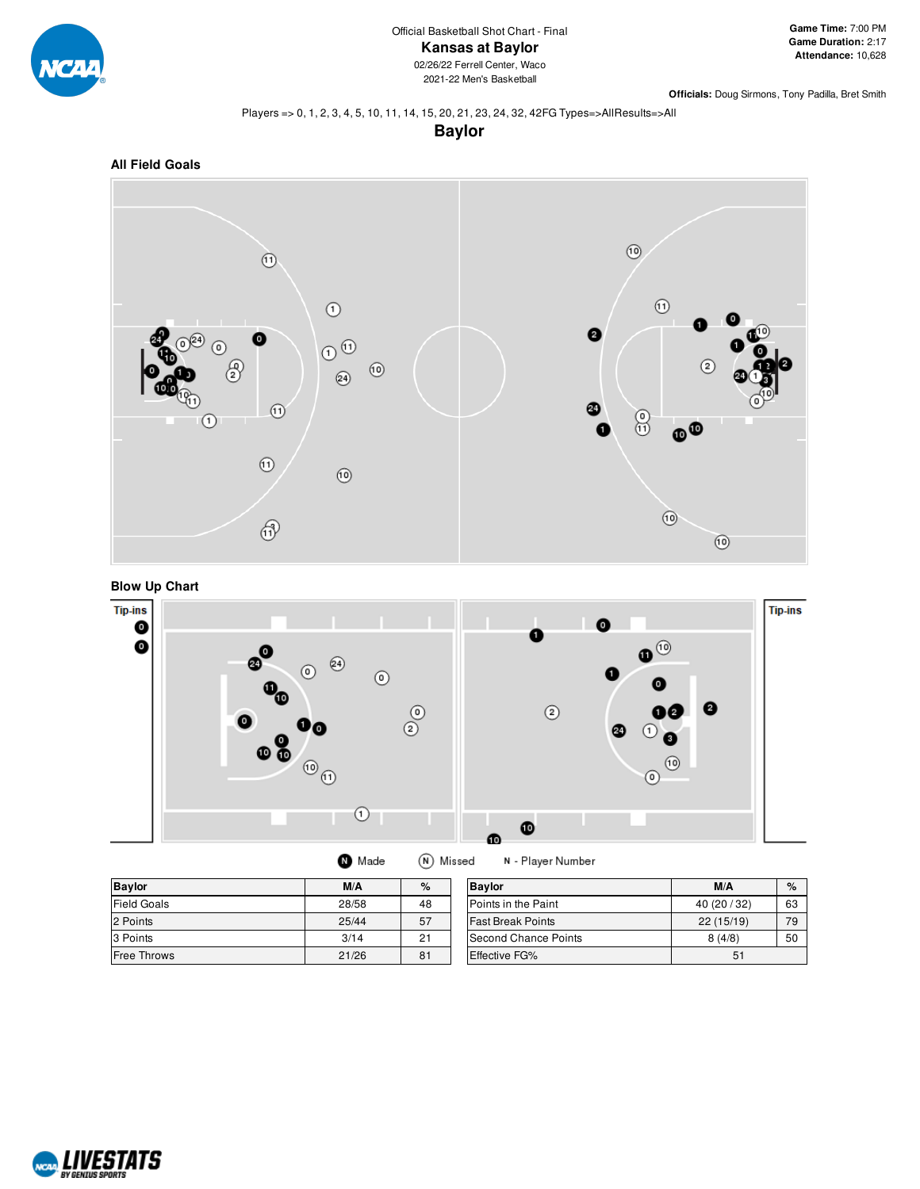Official Basketball Shot Chart - Final

# Kansas at Baylor

02/26/22 Ferrell Center, Waco

2021-22 Men's Basketball

**Game Time:** 7:00 PM
**Game Duration:** 2:17
**Attendance:** 10,628

**Officials:** Doug Sirmons, Tony Padilla, Bret Smith

Players => 0, 1, 2, 3, 4, 5, 10, 11, 14, 15, 20, 21, 23, 24, 32, 42FG Types=>AllResults=>All

## Baylor

### All Field Goals

### Blow Up Chart

Tip-ins

Tip-ins

Made   Missed   N - Player Number

| Baylor | M/A | % |
|---|---|---|
| Field Goals | 28/58 | 48 |
| 2 Points | 25/44 | 57 |
| 3 Points | 3/14 | 21 |
| Free Throws | 21/26 | 81 |

| Baylor | M/A | % |
|---|---|---|
| Points in the Paint | 40 (20 / 32) | 63 |
| Fast Break Points | 22 (15/19) | 79 |
| Second Chance Points | 8 (4/8) | 50 |
| Effective FG% | 51 | |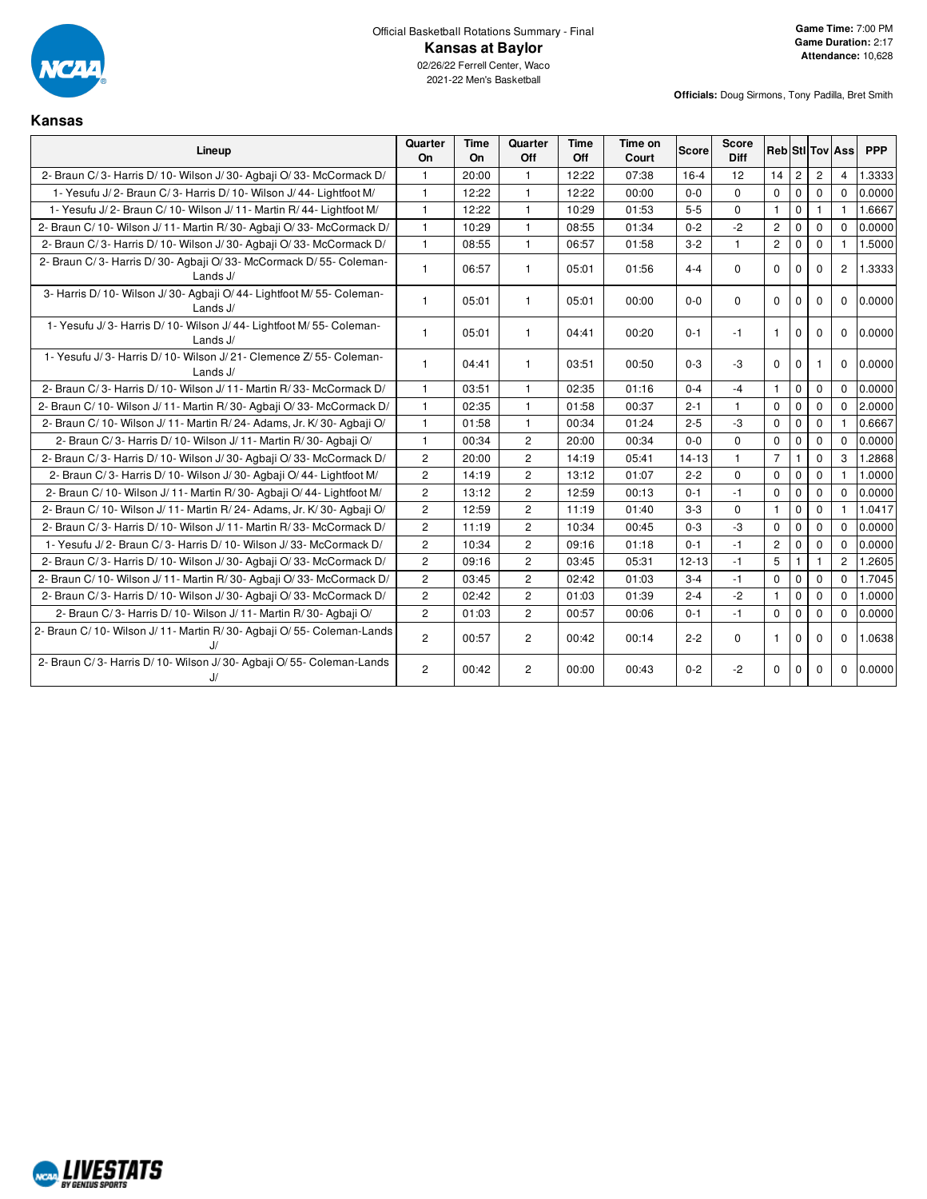Official Basketball Rotations Summary - Final

# Kansas at Baylor

02/26/22 Ferrell Center, Waco

2021-22 Men's Basketball

**Game Time:** 7:00 PM
**Game Duration:** 2:17
**Attendance:** 10,628

**Officials:** Doug Sirmons, Tony Padilla, Bret Smith

## Kansas

| Lineup | Quarter On | Time On | Quarter Off | Time Off | Time on Court | Score | Score Diff | Reb | Stl | Tov | Ass | PPP |
|---|---|---|---|---|---|---|---|---|---|---|---|---|
| 2- Braun C/ 3- Harris D/ 10- Wilson J/ 30- Agbaji O/ 33- McCormack D/ | 1 | 20:00 | 1 | 12:22 | 07:38 | 16-4 | 12 | 14 | 2 | 2 | 4 | 1.3333 |
| 1- Yesufu J/ 2- Braun C/ 3- Harris D/ 10- Wilson J/ 44- Lightfoot M/ | 1 | 12:22 | 1 | 12:22 | 00:00 | 0-0 | 0 | 0 | 0 | 0 | 0 | 0.0000 |
| 1- Yesufu J/ 2- Braun C/ 10- Wilson J/ 11- Martin R/ 44- Lightfoot M/ | 1 | 12:22 | 1 | 10:29 | 01:53 | 5-5 | 0 | 1 | 0 | 1 | 1 | 1.6667 |
| 2- Braun C/ 10- Wilson J/ 11- Martin R/ 30- Agbaji O/ 33- McCormack D/ | 1 | 10:29 | 1 | 08:55 | 01:34 | 0-2 | -2 | 2 | 0 | 0 | 0 | 0.0000 |
| 2- Braun C/ 3- Harris D/ 10- Wilson J/ 30- Agbaji O/ 33- McCormack D/ | 1 | 08:55 | 1 | 06:57 | 01:58 | 3-2 | 1 | 2 | 0 | 0 | 1 | 1.5000 |
| 2- Braun C/ 3- Harris D/ 30- Agbaji O/ 33- McCormack D/ 55- Coleman-Lands J/ | 1 | 06:57 | 1 | 05:01 | 01:56 | 4-4 | 0 | 0 | 0 | 0 | 2 | 1.3333 |
| 3- Harris D/ 10- Wilson J/ 30- Agbaji O/ 44- Lightfoot M/ 55- Coleman-Lands J/ | 1 | 05:01 | 1 | 05:01 | 00:00 | 0-0 | 0 | 0 | 0 | 0 | 0 | 0.0000 |
| 1- Yesufu J/ 3- Harris D/ 10- Wilson J/ 44- Lightfoot M/ 55- Coleman-Lands J/ | 1 | 05:01 | 1 | 04:41 | 00:20 | 0-1 | -1 | 1 | 0 | 0 | 0 | 0.0000 |
| 1- Yesufu J/ 3- Harris D/ 10- Wilson J/ 21- Clemence Z/ 55- Coleman-Lands J/ | 1 | 04:41 | 1 | 03:51 | 00:50 | 0-3 | -3 | 0 | 0 | 1 | 0 | 0.0000 |
| 2- Braun C/ 3- Harris D/ 10- Wilson J/ 11- Martin R/ 33- McCormack D/ | 1 | 03:51 | 1 | 02:35 | 01:16 | 0-4 | -4 | 1 | 0 | 0 | 0 | 0.0000 |
| 2- Braun C/ 10- Wilson J/ 11- Martin R/ 30- Agbaji O/ 33- McCormack D/ | 1 | 02:35 | 1 | 01:58 | 00:37 | 2-1 | 1 | 0 | 0 | 0 | 0 | 2.0000 |
| 2- Braun C/ 10- Wilson J/ 11- Martin R/ 24- Adams, Jr. K/ 30- Agbaji O/ | 1 | 01:58 | 1 | 00:34 | 01:24 | 2-5 | -3 | 0 | 0 | 0 | 1 | 0.6667 |
| 2- Braun C/ 3- Harris D/ 10- Wilson J/ 11- Martin R/ 30- Agbaji O/ | 1 | 00:34 | 2 | 20:00 | 00:34 | 0-0 | 0 | 0 | 0 | 0 | 0 | 0.0000 |
| 2- Braun C/ 3- Harris D/ 10- Wilson J/ 30- Agbaji O/ 33- McCormack D/ | 2 | 20:00 | 2 | 14:19 | 05:41 | 14-13 | 1 | 7 | 1 | 0 | 3 | 1.2868 |
| 2- Braun C/ 3- Harris D/ 10- Wilson J/ 30- Agbaji O/ 44- Lightfoot M/ | 2 | 14:19 | 2 | 13:12 | 01:07 | 2-2 | 0 | 0 | 0 | 0 | 1 | 1.0000 |
| 2- Braun C/ 10- Wilson J/ 11- Martin R/ 30- Agbaji O/ 44- Lightfoot M/ | 2 | 13:12 | 2 | 12:59 | 00:13 | 0-1 | -1 | 0 | 0 | 0 | 0 | 0.0000 |
| 2- Braun C/ 10- Wilson J/ 11- Martin R/ 24- Adams, Jr. K/ 30- Agbaji O/ | 2 | 12:59 | 2 | 11:19 | 01:40 | 3-3 | 0 | 1 | 0 | 0 | 1 | 1.0417 |
| 2- Braun C/ 3- Harris D/ 10- Wilson J/ 11- Martin R/ 33- McCormack D/ | 2 | 11:19 | 2 | 10:34 | 00:45 | 0-3 | -3 | 0 | 0 | 0 | 0 | 0.0000 |
| 1- Yesufu J/ 2- Braun C/ 3- Harris D/ 10- Wilson J/ 33- McCormack D/ | 2 | 10:34 | 2 | 09:16 | 01:18 | 0-1 | -1 | 2 | 0 | 0 | 0 | 0.0000 |
| 2- Braun C/ 3- Harris D/ 10- Wilson J/ 30- Agbaji O/ 33- McCormack D/ | 2 | 09:16 | 2 | 03:45 | 05:31 | 12-13 | -1 | 5 | 1 | 1 | 2 | 1.2605 |
| 2- Braun C/ 10- Wilson J/ 11- Martin R/ 30- Agbaji O/ 33- McCormack D/ | 2 | 03:45 | 2 | 02:42 | 01:03 | 3-4 | -1 | 0 | 0 | 0 | 0 | 1.7045 |
| 2- Braun C/ 3- Harris D/ 10- Wilson J/ 30- Agbaji O/ 33- McCormack D/ | 2 | 02:42 | 2 | 01:03 | 01:39 | 2-4 | -2 | 1 | 0 | 0 | 0 | 1.0000 |
| 2- Braun C/ 3- Harris D/ 10- Wilson J/ 11- Martin R/ 30- Agbaji O/ | 2 | 01:03 | 2 | 00:57 | 00:06 | 0-1 | -1 | 0 | 0 | 0 | 0 | 0.0000 |
| 2- Braun C/ 10- Wilson J/ 11- Martin R/ 30- Agbaji O/ 55- Coleman-Lands J/ | 2 | 00:57 | 2 | 00:42 | 00:14 | 2-2 | 0 | 1 | 0 | 0 | 0 | 1.0638 |
| 2- Braun C/ 3- Harris D/ 10- Wilson J/ 30- Agbaji O/ 55- Coleman-Lands J/ | 2 | 00:42 | 2 | 00:00 | 00:43 | 0-2 | -2 | 0 | 0 | 0 | 0 | 0.0000 |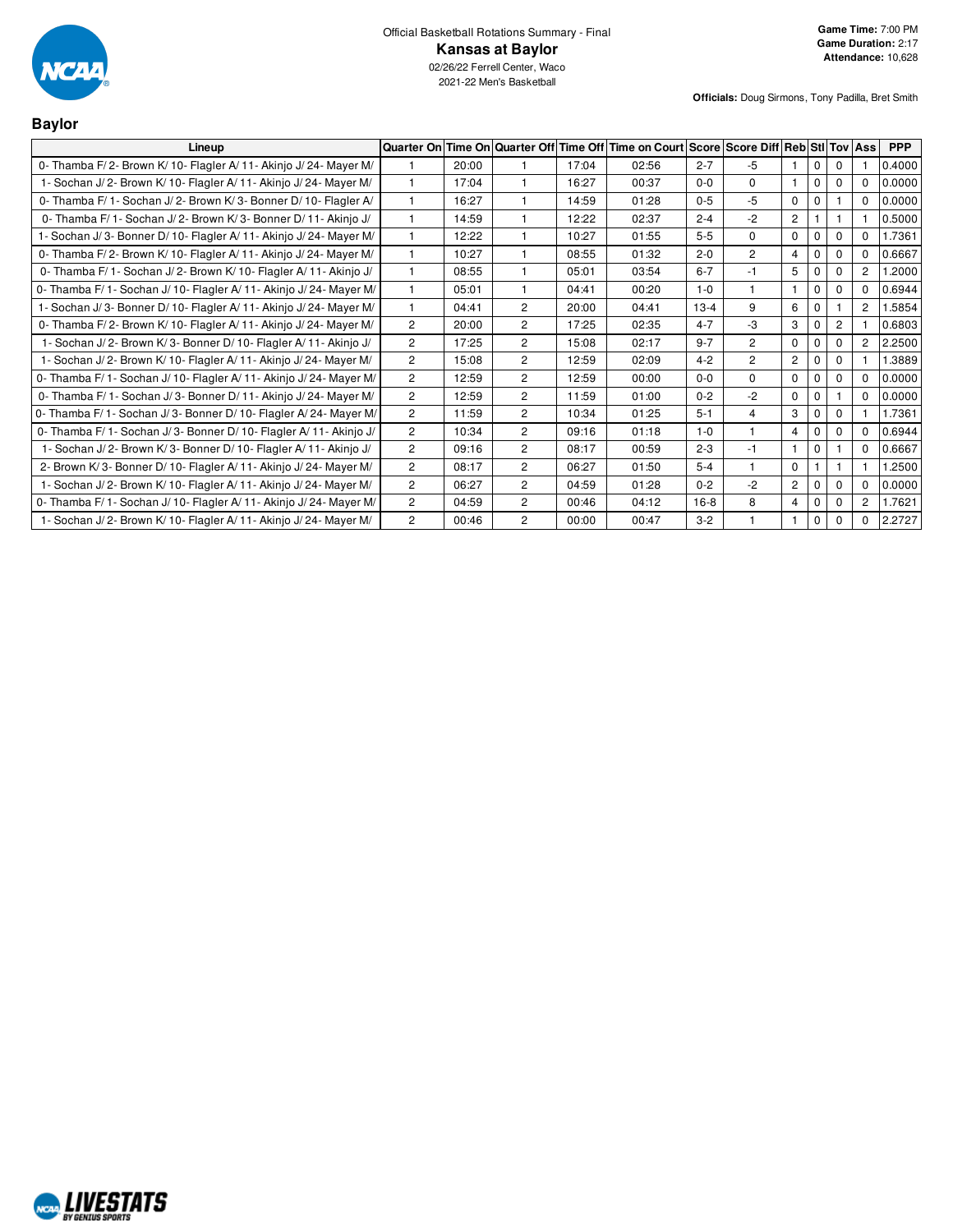Official Basketball Rotations Summary - Final

# Kansas at Baylor

02/26/22 Ferrell Center, Waco

2021-22 Men's Basketball

**Game Time:** 7:00 PM
**Game Duration:** 2:17
**Attendance:** 10,628

**Officials:** Doug Sirmons, Tony Padilla, Bret Smith

## Baylor

| Lineup | Quarter On | Time On | Quarter Off | Time Off | Time on Court | Score | Score Diff | Reb | Stl | Tov | Ass | PPP |
|---|---|---|---|---|---|---|---|---|---|---|---|---|
| 0- Thamba F/ 2- Brown K/ 10- Flagler A/ 11- Akinjo J/ 24- Mayer M/ | 1 | 20:00 | 1 | 17:04 | 02:56 | 2-7 | -5 | 1 | 0 | 0 | 1 | 0.4000 |
| 1- Sochan J/ 2- Brown K/ 10- Flagler A/ 11- Akinjo J/ 24- Mayer M/ | 1 | 17:04 | 1 | 16:27 | 00:37 | 0-0 | 0 | 1 | 0 | 0 | 0 | 0.0000 |
| 0- Thamba F/ 1- Sochan J/ 2- Brown K/ 3- Bonner D/ 10- Flagler A/ | 1 | 16:27 | 1 | 14:59 | 01:28 | 0-5 | -5 | 0 | 0 | 1 | 0 | 0.0000 |
| 0- Thamba F/ 1- Sochan J/ 2- Brown K/ 3- Bonner D/ 11- Akinjo J/ | 1 | 14:59 | 1 | 12:22 | 02:37 | 2-4 | -2 | 2 | 1 | 1 | 1 | 0.5000 |
| 1- Sochan J/ 3- Bonner D/ 10- Flagler A/ 11- Akinjo J/ 24- Mayer M/ | 1 | 12:22 | 1 | 10:27 | 01:55 | 5-5 | 0 | 0 | 0 | 0 | 0 | 1.7361 |
| 0- Thamba F/ 2- Brown K/ 10- Flagler A/ 11- Akinjo J/ 24- Mayer M/ | 1 | 10:27 | 1 | 08:55 | 01:32 | 2-0 | 2 | 4 | 0 | 0 | 0 | 0.6667 |
| 0- Thamba F/ 1- Sochan J/ 2- Brown K/ 10- Flagler A/ 11- Akinjo J/ | 1 | 08:55 | 1 | 05:01 | 03:54 | 6-7 | -1 | 5 | 0 | 0 | 2 | 1.2000 |
| 0- Thamba F/ 1- Sochan J/ 10- Flagler A/ 11- Akinjo J/ 24- Mayer M/ | 1 | 05:01 | 1 | 04:41 | 00:20 | 1-0 | 1 | 1 | 0 | 0 | 0 | 0.6944 |
| 1- Sochan J/ 3- Bonner D/ 10- Flagler A/ 11- Akinjo J/ 24- Mayer M/ | 1 | 04:41 | 2 | 20:00 | 04:41 | 13-4 | 9 | 6 | 0 | 1 | 2 | 1.5854 |
| 0- Thamba F/ 2- Brown K/ 10- Flagler A/ 11- Akinjo J/ 24- Mayer M/ | 2 | 20:00 | 2 | 17:25 | 02:35 | 4-7 | -3 | 3 | 0 | 2 | 1 | 0.6803 |
| 1- Sochan J/ 2- Brown K/ 3- Bonner D/ 10- Flagler A/ 11- Akinjo J/ | 2 | 17:25 | 2 | 15:08 | 02:17 | 9-7 | 2 | 0 | 0 | 0 | 2 | 2.2500 |
| 1- Sochan J/ 2- Brown K/ 10- Flagler A/ 11- Akinjo J/ 24- Mayer M/ | 2 | 15:08 | 2 | 12:59 | 02:09 | 4-2 | 2 | 2 | 0 | 0 | 1 | 1.3889 |
| 0- Thamba F/ 1- Sochan J/ 10- Flagler A/ 11- Akinjo J/ 24- Mayer M/ | 2 | 12:59 | 2 | 12:59 | 00:00 | 0-0 | 0 | 0 | 0 | 0 | 0 | 0.0000 |
| 0- Thamba F/ 1- Sochan J/ 3- Bonner D/ 11- Akinjo J/ 24- Mayer M/ | 2 | 12:59 | 2 | 11:59 | 01:00 | 0-2 | -2 | 0 | 0 | 1 | 0 | 0.0000 |
| 0- Thamba F/ 1- Sochan J/ 3- Bonner D/ 10- Flagler A/ 24- Mayer M/ | 2 | 11:59 | 2 | 10:34 | 01:25 | 5-1 | 4 | 3 | 0 | 0 | 1 | 1.7361 |
| 0- Thamba F/ 1- Sochan J/ 3- Bonner D/ 10- Flagler A/ 11- Akinjo J/ | 2 | 10:34 | 2 | 09:16 | 01:18 | 1-0 | 1 | 4 | 0 | 0 | 0 | 0.6944 |
| 1- Sochan J/ 2- Brown K/ 3- Bonner D/ 10- Flagler A/ 11- Akinjo J/ | 2 | 09:16 | 2 | 08:17 | 00:59 | 2-3 | -1 | 1 | 0 | 1 | 0 | 0.6667 |
| 2- Brown K/ 3- Bonner D/ 10- Flagler A/ 11- Akinjo J/ 24- Mayer M/ | 2 | 08:17 | 2 | 06:27 | 01:50 | 5-4 | 1 | 0 | 1 | 1 | 1 | 1.2500 |
| 1- Sochan J/ 2- Brown K/ 10- Flagler A/ 11- Akinjo J/ 24- Mayer M/ | 2 | 06:27 | 2 | 04:59 | 01:28 | 0-2 | -2 | 2 | 0 | 0 | 0 | 0.0000 |
| 0- Thamba F/ 1- Sochan J/ 10- Flagler A/ 11- Akinjo J/ 24- Mayer M/ | 2 | 04:59 | 2 | 00:46 | 04:12 | 16-8 | 8 | 4 | 0 | 0 | 2 | 1.7621 |
| 1- Sochan J/ 2- Brown K/ 10- Flagler A/ 11- Akinjo J/ 24- Mayer M/ | 2 | 00:46 | 2 | 00:00 | 00:47 | 3-2 | 1 | 1 | 0 | 0 | 0 | 2.2727 |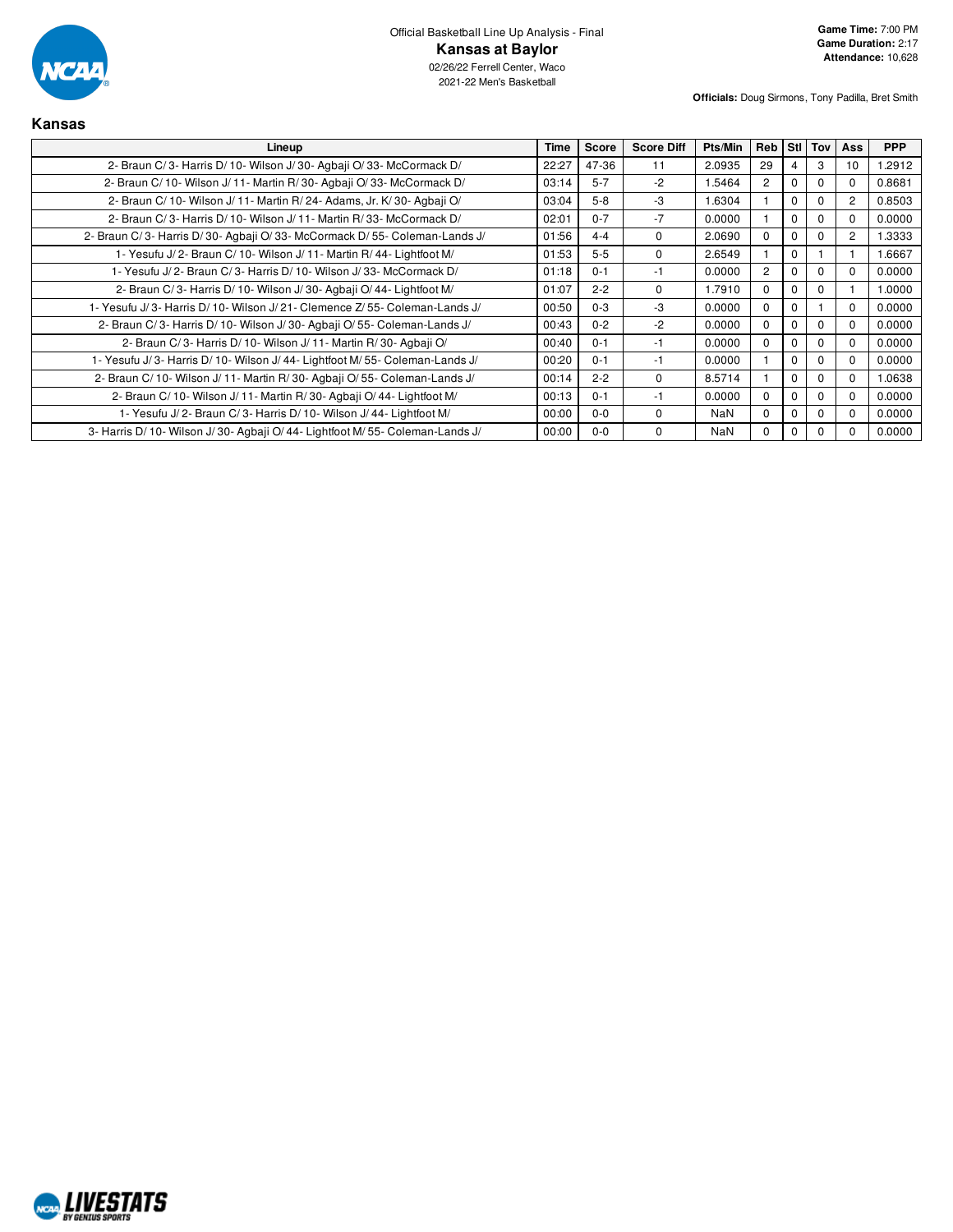Official Basketball Line Up Analysis - Final

# Kansas at Baylor

02/26/22 Ferrell Center, Waco

2021-22 Men's Basketball

**Game Time:** 7:00 PM
**Game Duration:** 2:17
**Attendance:** 10,628

**Officials:** Doug Sirmons, Tony Padilla, Bret Smith

## Kansas

| Lineup | Time | Score | Score Diff | Pts/Min | Reb | Stl | Tov | Ass | PPP |
|---|---|---|---|---|---|---|---|---|---|
| 2- Braun C/ 3- Harris D/ 10- Wilson J/ 30- Agbaji O/ 33- McCormack D/ | 22:27 | 47-36 | 11 | 2.0935 | 29 | 4 | 3 | 10 | 1.2912 |
| 2- Braun C/ 10- Wilson J/ 11- Martin R/ 30- Agbaji O/ 33- McCormack D/ | 03:14 | 5-7 | -2 | 1.5464 | 2 | 0 | 0 | 0 | 0.8681 |
| 2- Braun C/ 10- Wilson J/ 11- Martin R/ 24- Adams, Jr. K/ 30- Agbaji O/ | 03:04 | 5-8 | -3 | 1.6304 | 1 | 0 | 0 | 2 | 0.8503 |
| 2- Braun C/ 3- Harris D/ 10- Wilson J/ 11- Martin R/ 33- McCormack D/ | 02:01 | 0-7 | -7 | 0.0000 | 1 | 0 | 0 | 0 | 0.0000 |
| 2- Braun C/ 3- Harris D/ 30- Agbaji O/ 33- McCormack D/ 55- Coleman-Lands J/ | 01:56 | 4-4 | 0 | 2.0690 | 0 | 0 | 0 | 2 | 1.3333 |
| 1- Yesufu J/ 2- Braun C/ 10- Wilson J/ 11- Martin R/ 44- Lightfoot M/ | 01:53 | 5-5 | 0 | 2.6549 | 1 | 0 | 1 | 1 | 1.6667 |
| 1- Yesufu J/ 2- Braun C/ 3- Harris D/ 10- Wilson J/ 33- McCormack D/ | 01:18 | 0-1 | -1 | 0.0000 | 2 | 0 | 0 | 0 | 0.0000 |
| 2- Braun C/ 3- Harris D/ 10- Wilson J/ 30- Agbaji O/ 44- Lightfoot M/ | 01:07 | 2-2 | 0 | 1.7910 | 0 | 0 | 0 | 1 | 1.0000 |
| 1- Yesufu J/ 3- Harris D/ 10- Wilson J/ 21- Clemence Z/ 55- Coleman-Lands J/ | 00:50 | 0-3 | -3 | 0.0000 | 0 | 0 | 1 | 0 | 0.0000 |
| 2- Braun C/ 3- Harris D/ 10- Wilson J/ 30- Agbaji O/ 55- Coleman-Lands J/ | 00:43 | 0-2 | -2 | 0.0000 | 0 | 0 | 0 | 0 | 0.0000 |
| 2- Braun C/ 3- Harris D/ 10- Wilson J/ 11- Martin R/ 30- Agbaji O/ | 00:40 | 0-1 | -1 | 0.0000 | 0 | 0 | 0 | 0 | 0.0000 |
| 1- Yesufu J/ 3- Harris D/ 10- Wilson J/ 44- Lightfoot M/ 55- Coleman-Lands J/ | 00:20 | 0-1 | -1 | 0.0000 | 1 | 0 | 0 | 0 | 0.0000 |
| 2- Braun C/ 10- Wilson J/ 11- Martin R/ 30- Agbaji O/ 55- Coleman-Lands J/ | 00:14 | 2-2 | 0 | 8.5714 | 1 | 0 | 0 | 0 | 1.0638 |
| 2- Braun C/ 10- Wilson J/ 11- Martin R/ 30- Agbaji O/ 44- Lightfoot M/ | 00:13 | 0-1 | -1 | 0.0000 | 0 | 0 | 0 | 0 | 0.0000 |
| 1- Yesufu J/ 2- Braun C/ 3- Harris D/ 10- Wilson J/ 44- Lightfoot M/ | 00:00 | 0-0 | 0 | NaN | 0 | 0 | 0 | 0 | 0.0000 |
| 3- Harris D/ 10- Wilson J/ 30- Agbaji O/ 44- Lightfoot M/ 55- Coleman-Lands J/ | 00:00 | 0-0 | 0 | NaN | 0 | 0 | 0 | 0 | 0.0000 |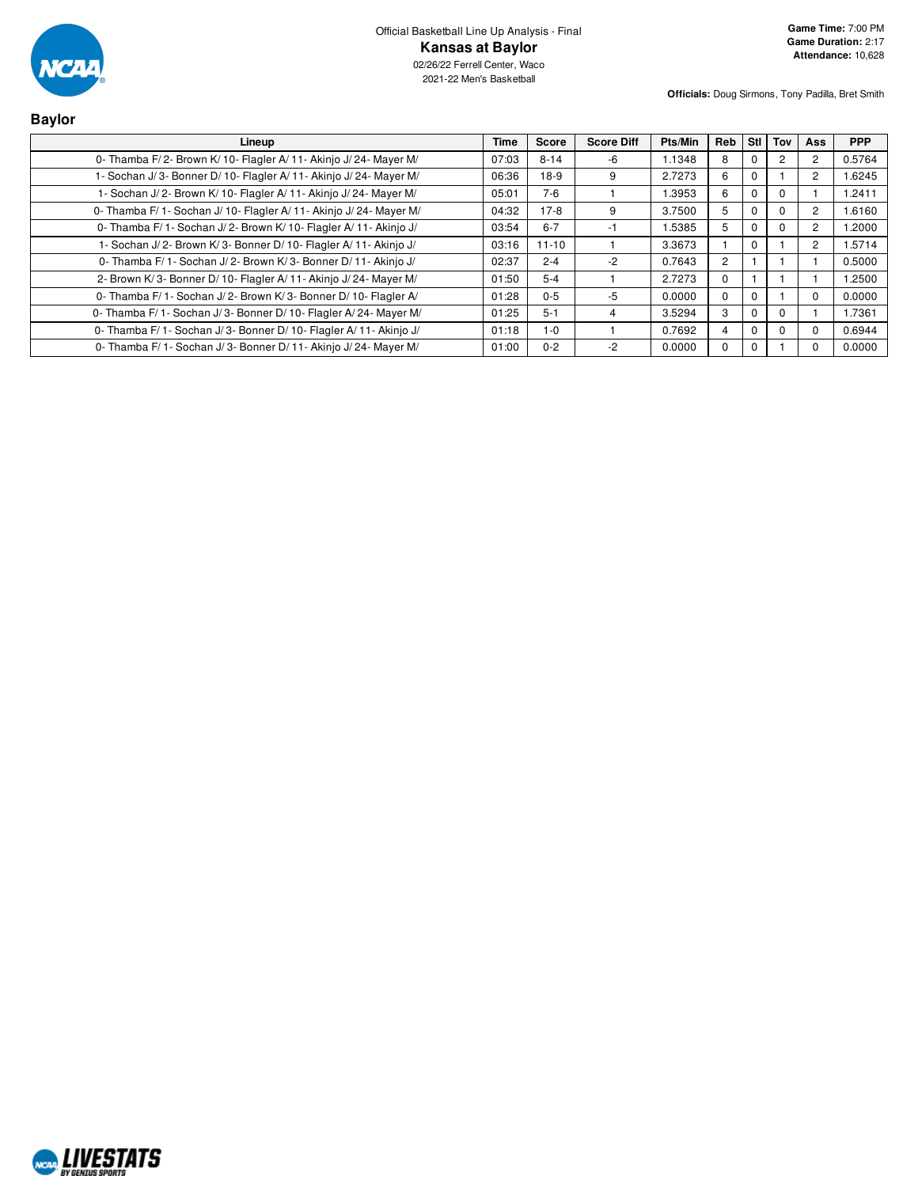Official Basketball Line Up Analysis - Final

# Kansas at Baylor

02/26/22 Ferrell Center, Waco

2021-22 Men's Basketball

**Game Time:** 7:00 PM
**Game Duration:** 2:17
**Attendance:** 10,628

**Officials:** Doug Sirmons, Tony Padilla, Bret Smith

## Baylor

| Lineup | Time | Score | Score Diff | Pts/Min | Reb | Stl | Tov | Ass | PPP |
|---|---|---|---|---|---|---|---|---|---|
| 0- Thamba F/ 2- Brown K/ 10- Flagler A/ 11- Akinjo J/ 24- Mayer M/ | 07:03 | 8-14 | -6 | 1.1348 | 8 | 0 | 2 | 2 | 0.5764 |
| 1- Sochan J/ 3- Bonner D/ 10- Flagler A/ 11- Akinjo J/ 24- Mayer M/ | 06:36 | 18-9 | 9 | 2.7273 | 6 | 0 | 1 | 2 | 1.6245 |
| 1- Sochan J/ 2- Brown K/ 10- Flagler A/ 11- Akinjo J/ 24- Mayer M/ | 05:01 | 7-6 | 1 | 1.3953 | 6 | 0 | 0 | 1 | 1.2411 |
| 0- Thamba F/ 1- Sochan J/ 10- Flagler A/ 11- Akinjo J/ 24- Mayer M/ | 04:32 | 17-8 | 9 | 3.7500 | 5 | 0 | 0 | 2 | 1.6160 |
| 0- Thamba F/ 1- Sochan J/ 2- Brown K/ 10- Flagler A/ 11- Akinjo J/ | 03:54 | 6-7 | -1 | 1.5385 | 5 | 0 | 0 | 2 | 1.2000 |
| 1- Sochan J/ 2- Brown K/ 3- Bonner D/ 10- Flagler A/ 11- Akinjo J/ | 03:16 | 11-10 | 1 | 3.3673 | 1 | 0 | 1 | 2 | 1.5714 |
| 0- Thamba F/ 1- Sochan J/ 2- Brown K/ 3- Bonner D/ 11- Akinjo J/ | 02:37 | 2-4 | -2 | 0.7643 | 2 | 1 | 1 | 1 | 0.5000 |
| 2- Brown K/ 3- Bonner D/ 10- Flagler A/ 11- Akinjo J/ 24- Mayer M/ | 01:50 | 5-4 | 1 | 2.7273 | 0 | 1 | 1 | 1 | 1.2500 |
| 0- Thamba F/ 1- Sochan J/ 2- Brown K/ 3- Bonner D/ 10- Flagler A/ | 01:28 | 0-5 | -5 | 0.0000 | 0 | 0 | 1 | 0 | 0.0000 |
| 0- Thamba F/ 1- Sochan J/ 3- Bonner D/ 10- Flagler A/ 24- Mayer M/ | 01:25 | 5-1 | 4 | 3.5294 | 3 | 0 | 0 | 1 | 1.7361 |
| 0- Thamba F/ 1- Sochan J/ 3- Bonner D/ 10- Flagler A/ 11- Akinjo J/ | 01:18 | 1-0 | 1 | 0.7692 | 4 | 0 | 0 | 0 | 0.6944 |
| 0- Thamba F/ 1- Sochan J/ 3- Bonner D/ 11- Akinjo J/ 24- Mayer M/ | 01:00 | 0-2 | -2 | 0.0000 | 0 | 0 | 1 | 0 | 0.0000 |